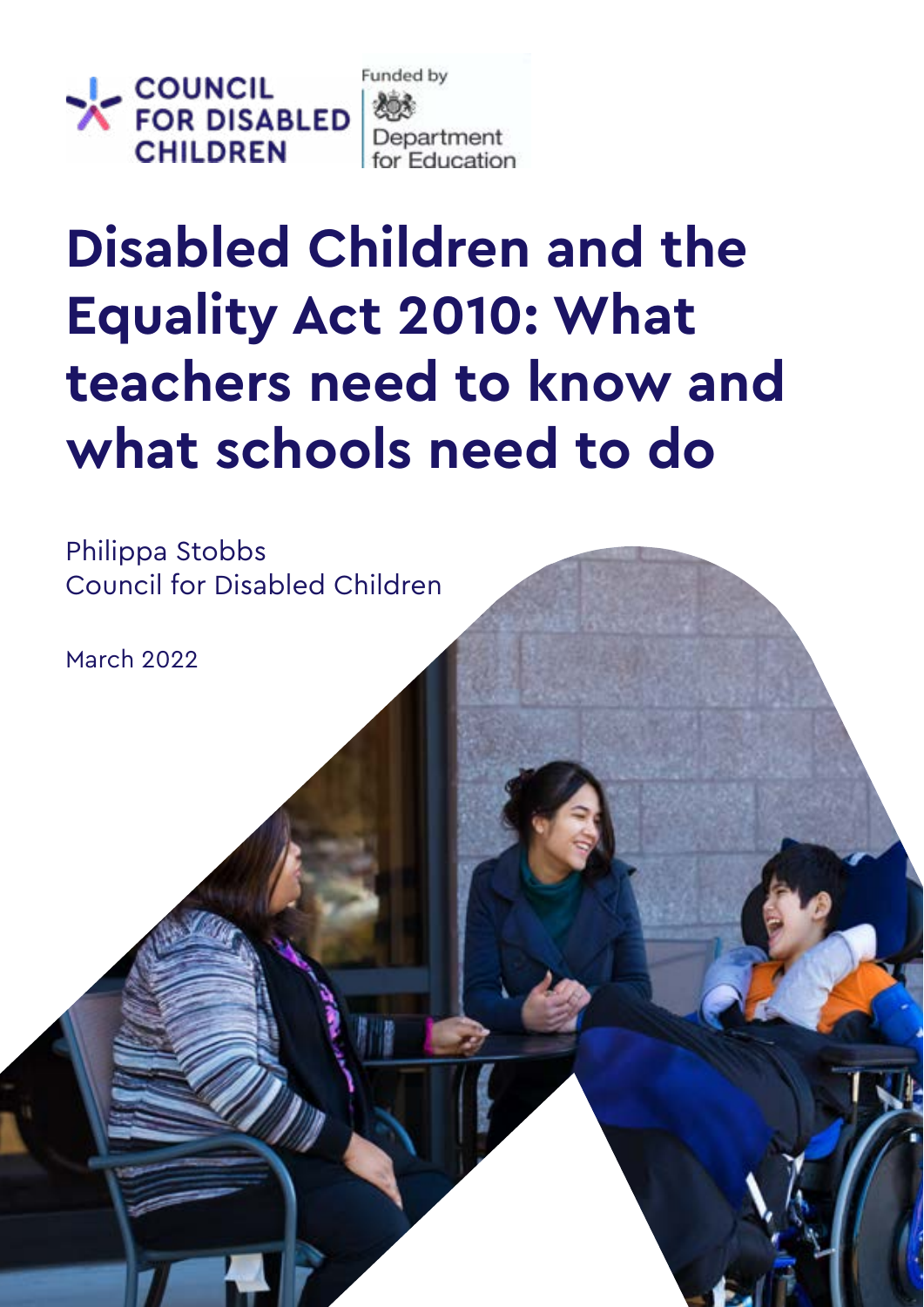COUNCIL FOR DISABLED CHILDREN

Funded by Department for Education

# Disabled Children and the Equality Act 2010: What teachers need to know and what schools need to do

Philippa Stobbs
Council for Disabled Children

March 2022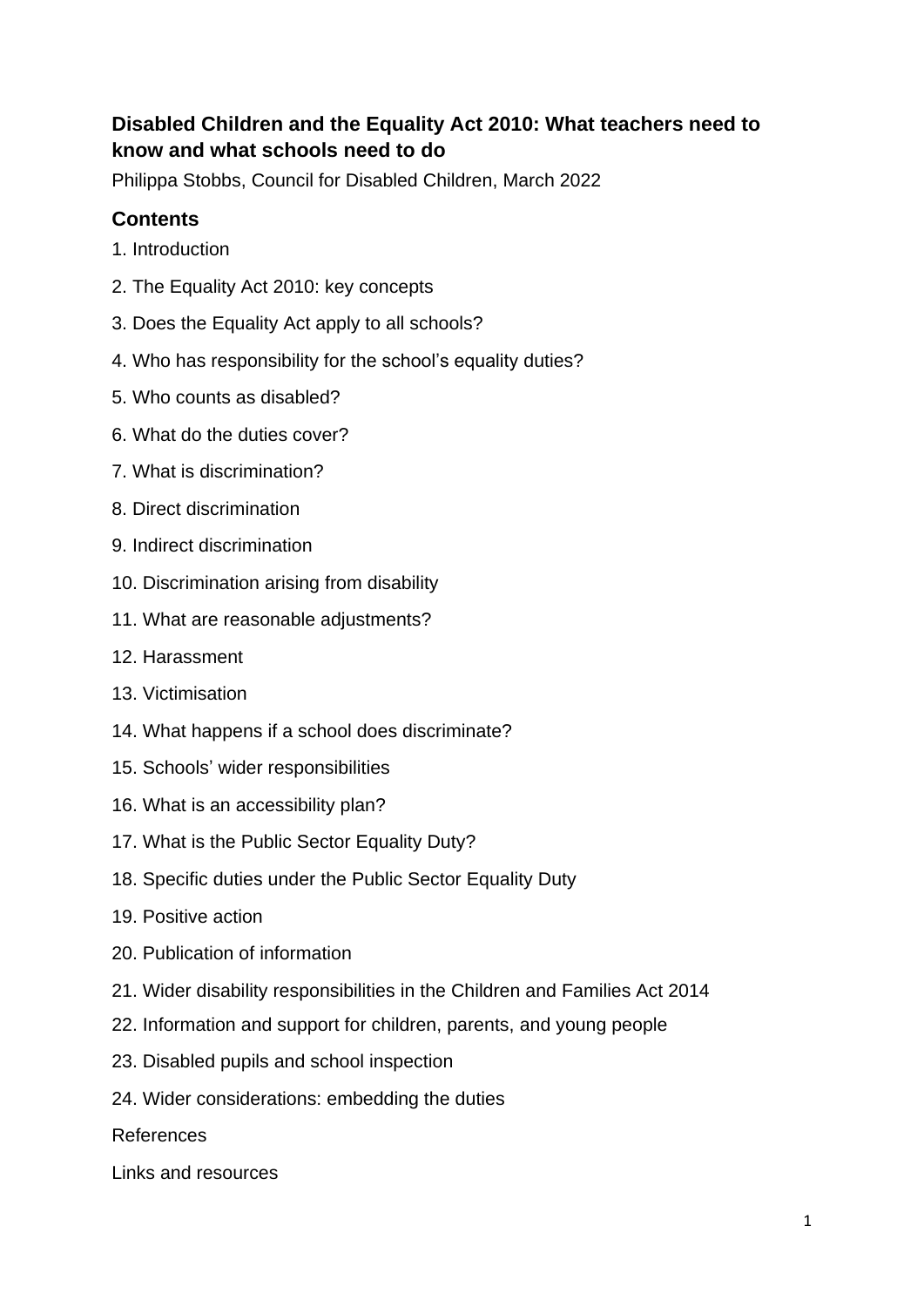# Disabled Children and the Equality Act 2010: What teachers need to know and what schools need to do

Philippa Stobbs, Council for Disabled Children, March 2022

## Contents

1. Introduction
2. The Equality Act 2010: key concepts
3. Does the Equality Act apply to all schools?
4. Who has responsibility for the school's equality duties?
5. Who counts as disabled?
6. What do the duties cover?
7. What is discrimination?
8. Direct discrimination
9. Indirect discrimination
10. Discrimination arising from disability
11. What are reasonable adjustments?
12. Harassment
13. Victimisation
14. What happens if a school does discriminate?
15. Schools' wider responsibilities
16. What is an accessibility plan?
17. What is the Public Sector Equality Duty?
18. Specific duties under the Public Sector Equality Duty
19. Positive action
20. Publication of information
21. Wider disability responsibilities in the Children and Families Act 2014
22. Information and support for children, parents, and young people
23. Disabled pupils and school inspection
24. Wider considerations: embedding the duties

References

Links and resources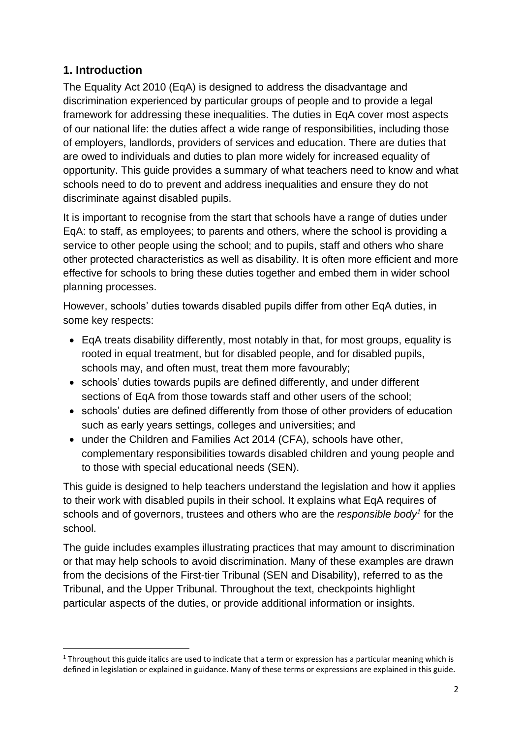## 1. Introduction

The Equality Act 2010 (EqA) is designed to address the disadvantage and discrimination experienced by particular groups of people and to provide a legal framework for addressing these inequalities. The duties in EqA cover most aspects of our national life: the duties affect a wide range of responsibilities, including those of employers, landlords, providers of services and education. There are duties that are owed to individuals and duties to plan more widely for increased equality of opportunity. This guide provides a summary of what teachers need to know and what schools need to do to prevent and address inequalities and ensure they do not discriminate against disabled pupils.

It is important to recognise from the start that schools have a range of duties under EqA: to staff, as employees; to parents and others, where the school is providing a service to other people using the school; and to pupils, staff and others who share other protected characteristics as well as disability. It is often more efficient and more effective for schools to bring these duties together and embed them in wider school planning processes.

However, schools' duties towards disabled pupils differ from other EqA duties, in some key respects:

- EqA treats disability differently, most notably in that, for most groups, equality is rooted in equal treatment, but for disabled people, and for disabled pupils, schools may, and often must, treat them more favourably;
- schools' duties towards pupils are defined differently, and under different sections of EqA from those towards staff and other users of the school;
- schools' duties are defined differently from those of other providers of education such as early years settings, colleges and universities; and
- under the Children and Families Act 2014 (CFA), schools have other, complementary responsibilities towards disabled children and young people and to those with special educational needs (SEN).

This guide is designed to help teachers understand the legislation and how it applies to their work with disabled pupils in their school. It explains what EqA requires of schools and of governors, trustees and others who are the *responsible body*[1] for the school.

The guide includes examples illustrating practices that may amount to discrimination or that may help schools to avoid discrimination. Many of these examples are drawn from the decisions of the First-tier Tribunal (SEN and Disability), referred to as the Tribunal, and the Upper Tribunal. Throughout the text, checkpoints highlight particular aspects of the duties, or provide additional information or insights.

[1] Throughout this guide italics are used to indicate that a term or expression has a particular meaning which is defined in legislation or explained in guidance. Many of these terms or expressions are explained in this guide.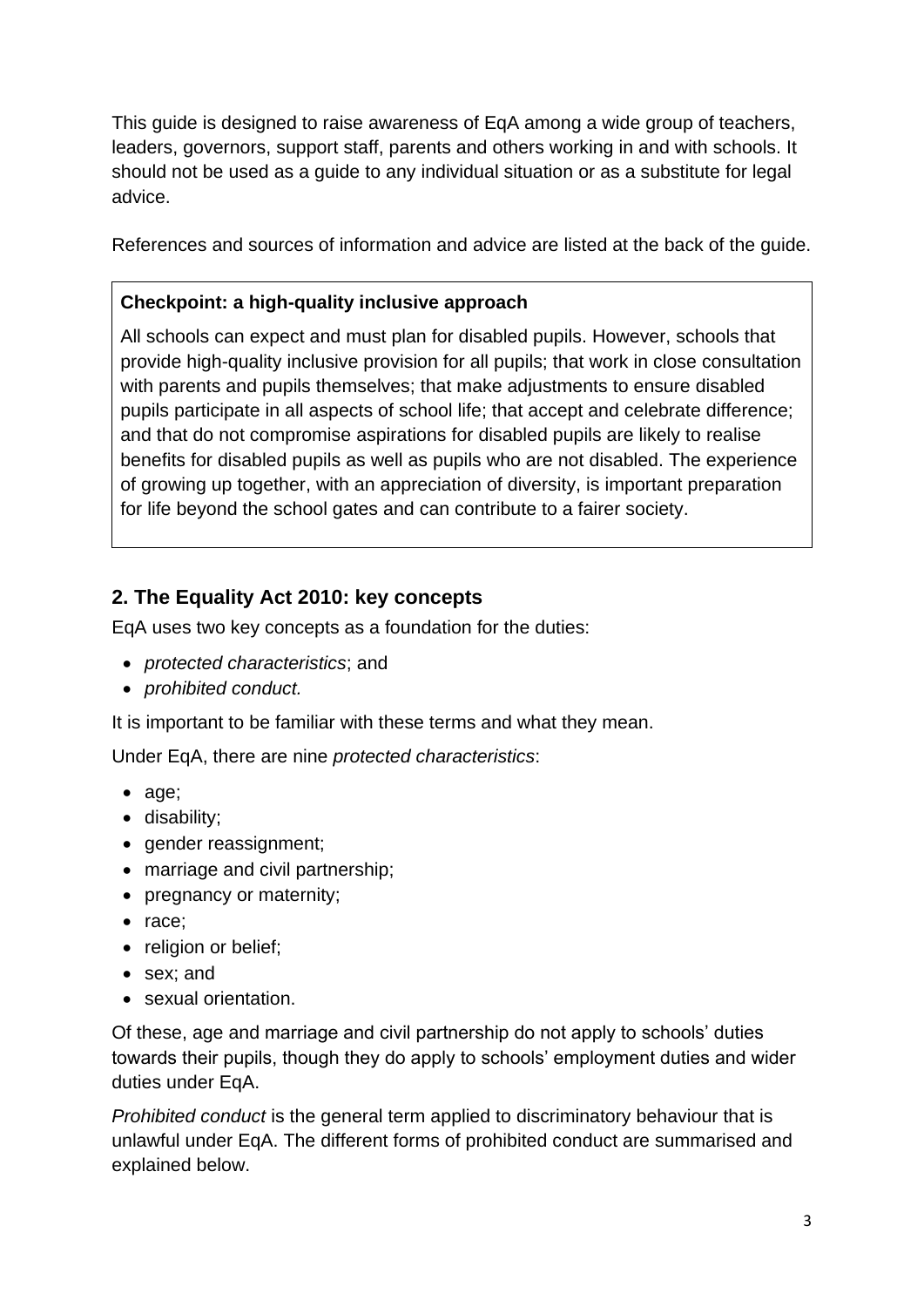This guide is designed to raise awareness of EqA among a wide group of teachers, leaders, governors, support staff, parents and others working in and with schools. It should not be used as a guide to any individual situation or as a substitute for legal advice.

References and sources of information and advice are listed at the back of the guide.

> **Checkpoint: a high-quality inclusive approach**
>
> All schools can expect and must plan for disabled pupils. However, schools that provide high-quality inclusive provision for all pupils; that work in close consultation with parents and pupils themselves; that make adjustments to ensure disabled pupils participate in all aspects of school life; that accept and celebrate difference; and that do not compromise aspirations for disabled pupils are likely to realise benefits for disabled pupils as well as pupils who are not disabled. The experience of growing up together, with an appreciation of diversity, is important preparation for life beyond the school gates and can contribute to a fairer society.

## 2. The Equality Act 2010: key concepts

EqA uses two key concepts as a foundation for the duties:

- *protected characteristics*; and
- *prohibited conduct.*

It is important to be familiar with these terms and what they mean.

Under EqA, there are nine *protected characteristics*:

- age;
- disability;
- gender reassignment;
- marriage and civil partnership;
- pregnancy or maternity;
- race;
- religion or belief;
- sex; and
- sexual orientation.

Of these, age and marriage and civil partnership do not apply to schools' duties towards their pupils, though they do apply to schools' employment duties and wider duties under EqA.

*Prohibited conduct* is the general term applied to discriminatory behaviour that is unlawful under EqA. The different forms of prohibited conduct are summarised and explained below.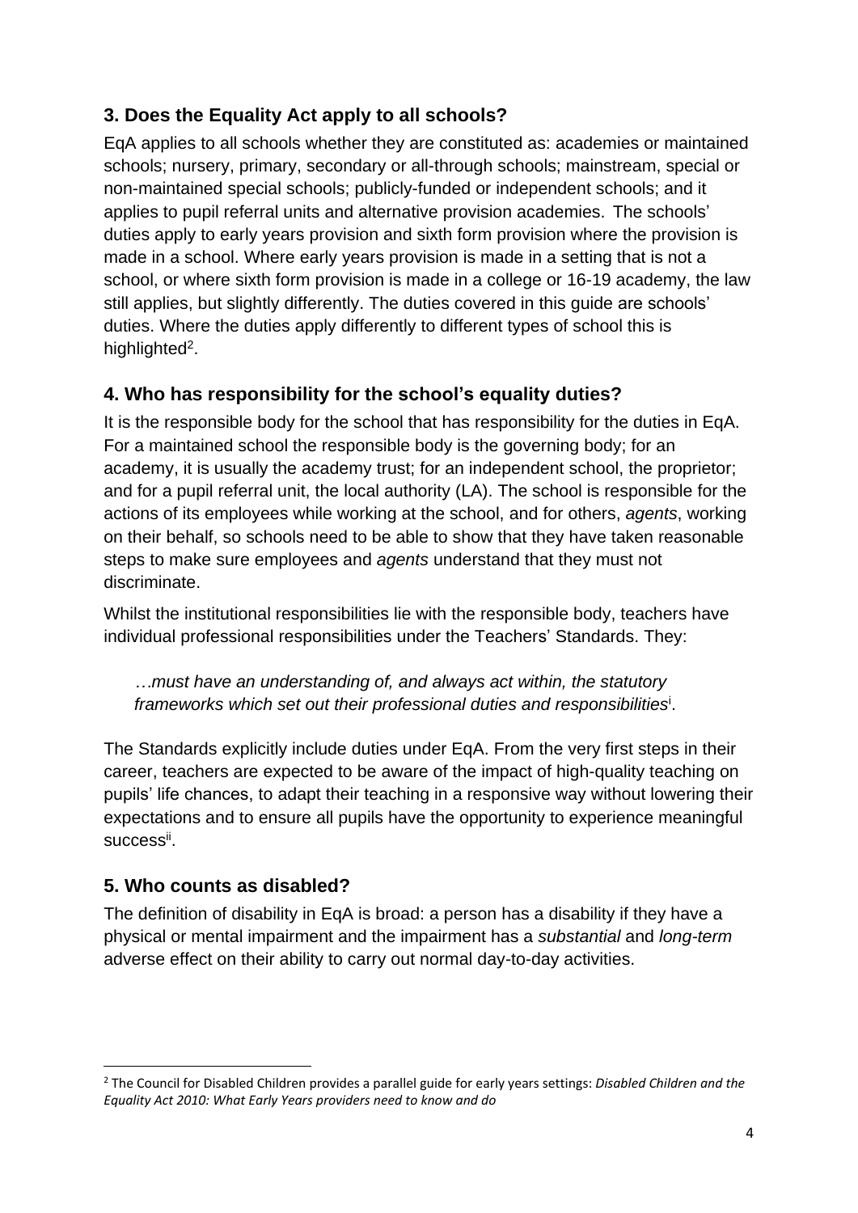## 3. Does the Equality Act apply to all schools?

EqA applies to all schools whether they are constituted as: academies or maintained schools; nursery, primary, secondary or all-through schools; mainstream, special or non-maintained special schools; publicly-funded or independent schools; and it applies to pupil referral units and alternative provision academies. The schools' duties apply to early years provision and sixth form provision where the provision is made in a school. Where early years provision is made in a setting that is not a school, or where sixth form provision is made in a college or 16-19 academy, the law still applies, but slightly differently. The duties covered in this guide are schools' duties. Where the duties apply differently to different types of school this is highlighted[2].

## 4. Who has responsibility for the school's equality duties?

It is the responsible body for the school that has responsibility for the duties in EqA. For a maintained school the responsible body is the governing body; for an academy, it is usually the academy trust; for an independent school, the proprietor; and for a pupil referral unit, the local authority (LA). The school is responsible for the actions of its employees while working at the school, and for others, *agents*, working on their behalf, so schools need to be able to show that they have taken reasonable steps to make sure employees and *agents* understand that they must not discriminate.

Whilst the institutional responsibilities lie with the responsible body, teachers have individual professional responsibilities under the Teachers' Standards. They:

> *…must have an understanding of, and always act within, the statutory frameworks which set out their professional duties and responsibilities*[i].

The Standards explicitly include duties under EqA. From the very first steps in their career, teachers are expected to be aware of the impact of high-quality teaching on pupils' life chances, to adapt their teaching in a responsive way without lowering their expectations and to ensure all pupils have the opportunity to experience meaningful success[ii].

## 5. Who counts as disabled?

The definition of disability in EqA is broad: a person has a disability if they have a physical or mental impairment and the impairment has a *substantial* and *long-term* adverse effect on their ability to carry out normal day-to-day activities.

---

[2] The Council for Disabled Children provides a parallel guide for early years settings: *Disabled Children and the Equality Act 2010: What Early Years providers need to know and do*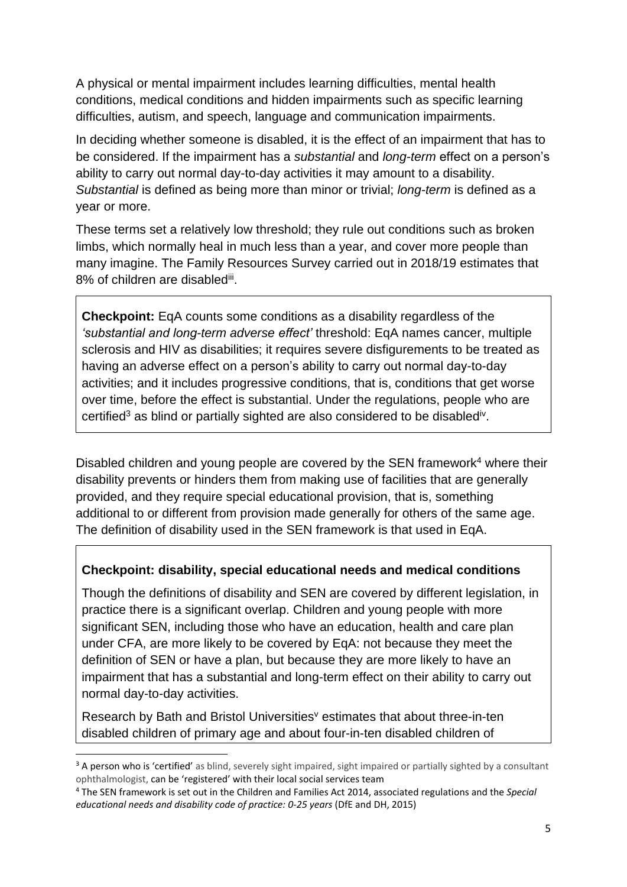A physical or mental impairment includes learning difficulties, mental health conditions, medical conditions and hidden impairments such as specific learning difficulties, autism, and speech, language and communication impairments.

In deciding whether someone is disabled, it is the effect of an impairment that has to be considered. If the impairment has a *substantial* and *long-term* effect on a person's ability to carry out normal day-to-day activities it may amount to a disability. *Substantial* is defined as being more than minor or trivial; *long-term* is defined as a year or more.

These terms set a relatively low threshold; they rule out conditions such as broken limbs, which normally heal in much less than a year, and cover more people than many imagine. The Family Resources Survey carried out in 2018/19 estimates that 8% of children are disabled[iii].

> **Checkpoint:** EqA counts some conditions as a disability regardless of the *'substantial and long-term adverse effect'* threshold: EqA names cancer, multiple sclerosis and HIV as disabilities; it requires severe disfigurements to be treated as having an adverse effect on a person's ability to carry out normal day-to-day activities; and it includes progressive conditions, that is, conditions that get worse over time, before the effect is substantial. Under the regulations, people who are certified[3] as blind or partially sighted are also considered to be disabled[iv].

Disabled children and young people are covered by the SEN framework[4] where their disability prevents or hinders them from making use of facilities that are generally provided, and they require special educational provision, that is, something additional to or different from provision made generally for others of the same age. The definition of disability used in the SEN framework is that used in EqA.

> **Checkpoint: disability, special educational needs and medical conditions**
>
> Though the definitions of disability and SEN are covered by different legislation, in practice there is a significant overlap. Children and young people with more significant SEN, including those who have an education, health and care plan under CFA, are more likely to be covered by EqA: not because they meet the definition of SEN or have a plan, but because they are more likely to have an impairment that has a substantial and long-term effect on their ability to carry out normal day-to-day activities.
>
> Research by Bath and Bristol Universities[v] estimates that about three-in-ten disabled children of primary age and about four-in-ten disabled children of

[3] A person who is 'certified' as blind, severely sight impaired, sight impaired or partially sighted by a consultant ophthalmologist, can be 'registered' with their local social services team

[4] The SEN framework is set out in the Children and Families Act 2014, associated regulations and the *Special educational needs and disability code of practice: 0-25 years* (DfE and DH, 2015)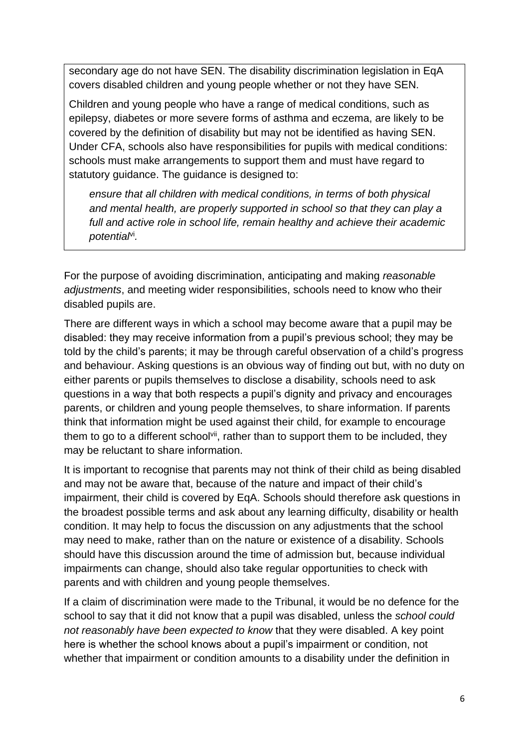secondary age do not have SEN. The disability discrimination legislation in EqA covers disabled children and young people whether or not they have SEN.

Children and young people who have a range of medical conditions, such as epilepsy, diabetes or more severe forms of asthma and eczema, are likely to be covered by the definition of disability but may not be identified as having SEN. Under CFA, schools also have responsibilities for pupils with medical conditions: schools must make arrangements to support them and must have regard to statutory guidance. The guidance is designed to:

> *ensure that all children with medical conditions, in terms of both physical and mental health, are properly supported in school so that they can play a full and active role in school life, remain healthy and achieve their academic potential*[vi]*.*

For the purpose of avoiding discrimination, anticipating and making *reasonable adjustments*, and meeting wider responsibilities, schools need to know who their disabled pupils are.

There are different ways in which a school may become aware that a pupil may be disabled: they may receive information from a pupil's previous school; they may be told by the child's parents; it may be through careful observation of a child's progress and behaviour. Asking questions is an obvious way of finding out but, with no duty on either parents or pupils themselves to disclose a disability, schools need to ask questions in a way that both respects a pupil's dignity and privacy and encourages parents, or children and young people themselves, to share information. If parents think that information might be used against their child, for example to encourage them to go to a different school[vii], rather than to support them to be included, they may be reluctant to share information.

It is important to recognise that parents may not think of their child as being disabled and may not be aware that, because of the nature and impact of their child's impairment, their child is covered by EqA. Schools should therefore ask questions in the broadest possible terms and ask about any learning difficulty, disability or health condition. It may help to focus the discussion on any adjustments that the school may need to make, rather than on the nature or existence of a disability. Schools should have this discussion around the time of admission but, because individual impairments can change, should also take regular opportunities to check with parents and with children and young people themselves.

If a claim of discrimination were made to the Tribunal, it would be no defence for the school to say that it did not know that a pupil was disabled, unless the *school could not reasonably have been expected to know* that they were disabled. A key point here is whether the school knows about a pupil's impairment or condition, not whether that impairment or condition amounts to a disability under the definition in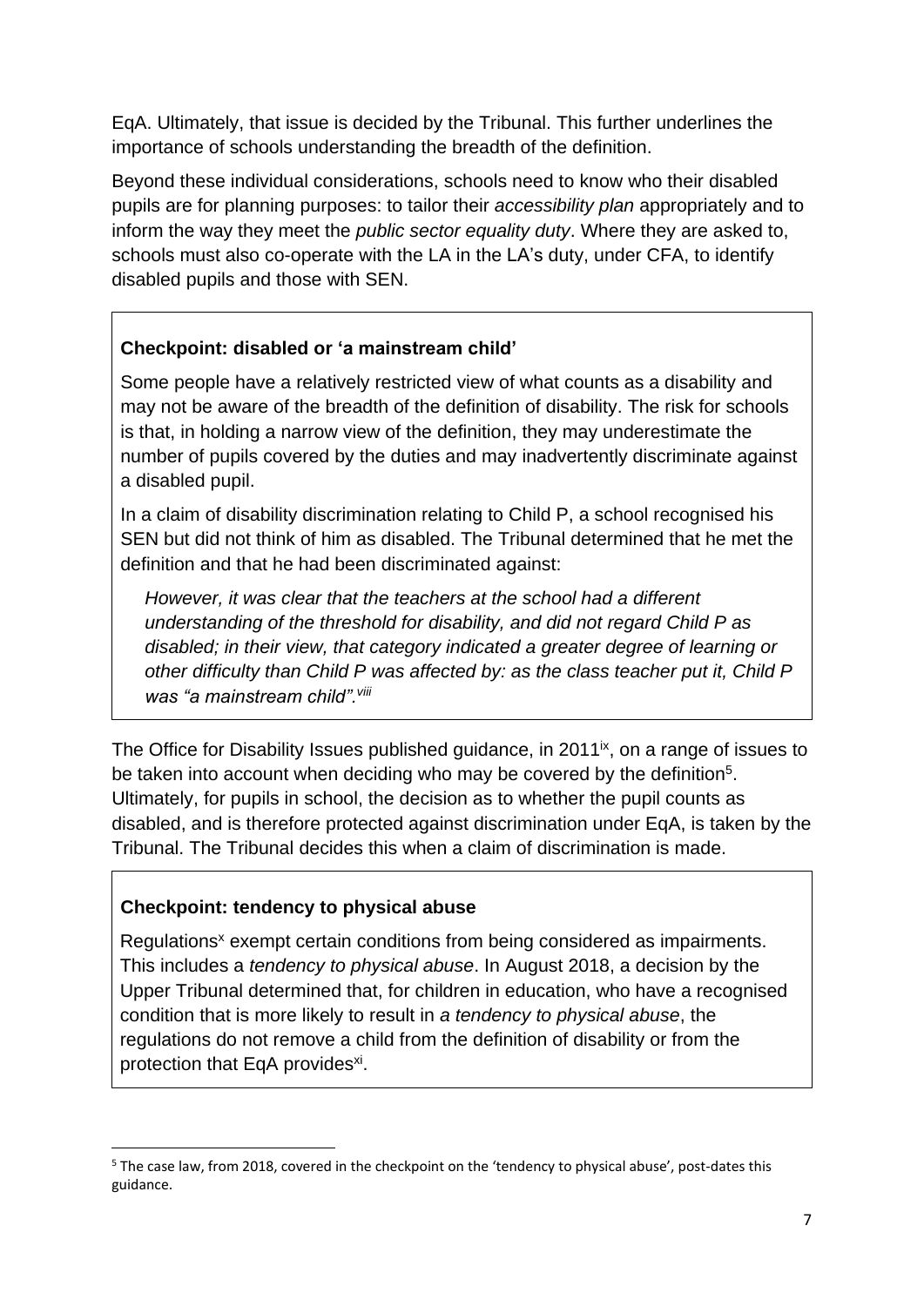EqA. Ultimately, that issue is decided by the Tribunal. This further underlines the importance of schools understanding the breadth of the definition.

Beyond these individual considerations, schools need to know who their disabled pupils are for planning purposes: to tailor their *accessibility plan* appropriately and to inform the way they meet the *public sector equality duty*. Where they are asked to, schools must also co-operate with the LA in the LA's duty, under CFA, to identify disabled pupils and those with SEN.

**Checkpoint: disabled or 'a mainstream child'**

Some people have a relatively restricted view of what counts as a disability and may not be aware of the breadth of the definition of disability. The risk for schools is that, in holding a narrow view of the definition, they may underestimate the number of pupils covered by the duties and may inadvertently discriminate against a disabled pupil.

In a claim of disability discrimination relating to Child P, a school recognised his SEN but did not think of him as disabled. The Tribunal determined that he met the definition and that he had been discriminated against:

> *However, it was clear that the teachers at the school had a different understanding of the threshold for disability, and did not regard Child P as disabled; in their view, that category indicated a greater degree of learning or other difficulty than Child P was affected by: as the class teacher put it, Child P was "a mainstream child".*[viii]

The Office for Disability Issues published guidance, in 2011[ix], on a range of issues to be taken into account when deciding who may be covered by the definition[5]. Ultimately, for pupils in school, the decision as to whether the pupil counts as disabled, and is therefore protected against discrimination under EqA, is taken by the Tribunal. The Tribunal decides this when a claim of discrimination is made.

**Checkpoint: tendency to physical abuse**

Regulations[x] exempt certain conditions from being considered as impairments. This includes a *tendency to physical abuse*. In August 2018, a decision by the Upper Tribunal determined that, for children in education, who have a recognised condition that is more likely to result in *a tendency to physical abuse*, the regulations do not remove a child from the definition of disability or from the protection that EqA provides[xi].

---

[5] The case law, from 2018, covered in the checkpoint on the 'tendency to physical abuse', post-dates this guidance.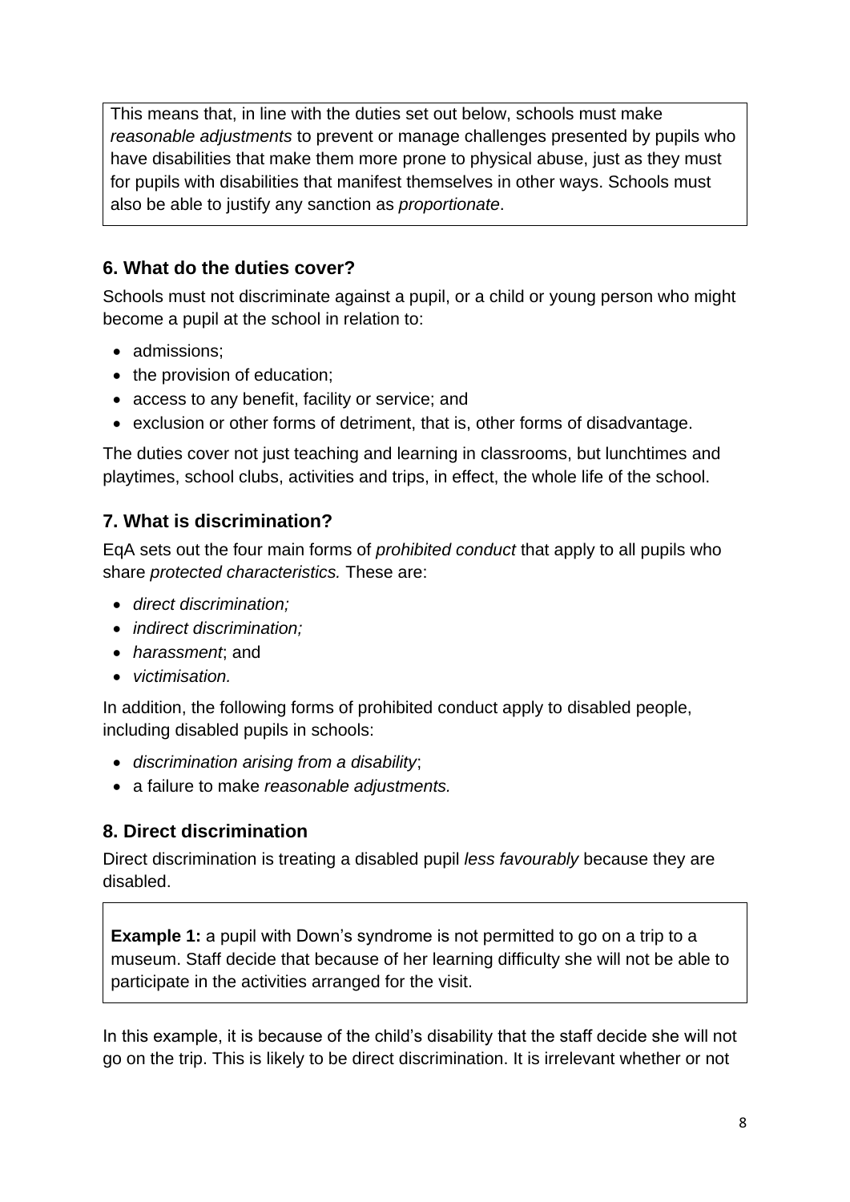This means that, in line with the duties set out below, schools must make *reasonable adjustments* to prevent or manage challenges presented by pupils who have disabilities that make them more prone to physical abuse, just as they must for pupils with disabilities that manifest themselves in other ways. Schools must also be able to justify any sanction as *proportionate*.

### 6. What do the duties cover?

Schools must not discriminate against a pupil, or a child or young person who might become a pupil at the school in relation to:

- admissions;
- the provision of education;
- access to any benefit, facility or service; and
- exclusion or other forms of detriment, that is, other forms of disadvantage.

The duties cover not just teaching and learning in classrooms, but lunchtimes and playtimes, school clubs, activities and trips, in effect, the whole life of the school.

### 7. What is discrimination?

EqA sets out the four main forms of *prohibited conduct* that apply to all pupils who share *protected characteristics.* These are:

- *direct discrimination;*
- *indirect discrimination;*
- *harassment*; and
- *victimisation.*

In addition, the following forms of prohibited conduct apply to disabled people, including disabled pupils in schools:

- *discrimination arising from a disability*;
- a failure to make *reasonable adjustments.*

### 8. Direct discrimination

Direct discrimination is treating a disabled pupil *less favourably* because they are disabled.

**Example 1:** a pupil with Down's syndrome is not permitted to go on a trip to a museum. Staff decide that because of her learning difficulty she will not be able to participate in the activities arranged for the visit.

In this example, it is because of the child's disability that the staff decide she will not go on the trip. This is likely to be direct discrimination. It is irrelevant whether or not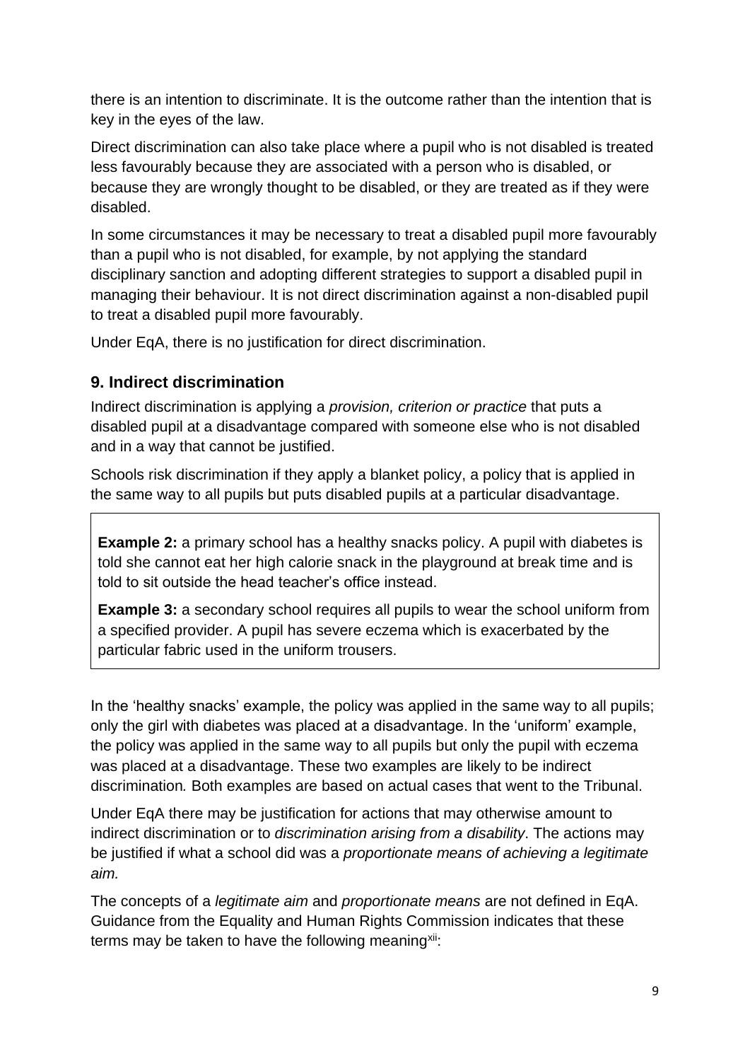there is an intention to discriminate. It is the outcome rather than the intention that is key in the eyes of the law.

Direct discrimination can also take place where a pupil who is not disabled is treated less favourably because they are associated with a person who is disabled, or because they are wrongly thought to be disabled, or they are treated as if they were disabled.

In some circumstances it may be necessary to treat a disabled pupil more favourably than a pupil who is not disabled, for example, by not applying the standard disciplinary sanction and adopting different strategies to support a disabled pupil in managing their behaviour. It is not direct discrimination against a non-disabled pupil to treat a disabled pupil more favourably.

Under EqA, there is no justification for direct discrimination.

## 9. Indirect discrimination

Indirect discrimination is applying a *provision, criterion or practice* that puts a disabled pupil at a disadvantage compared with someone else who is not disabled and in a way that cannot be justified.

Schools risk discrimination if they apply a blanket policy, a policy that is applied in the same way to all pupils but puts disabled pupils at a particular disadvantage.

> **Example 2:** a primary school has a healthy snacks policy. A pupil with diabetes is told she cannot eat her high calorie snack in the playground at break time and is told to sit outside the head teacher's office instead.
>
> **Example 3:** a secondary school requires all pupils to wear the school uniform from a specified provider. A pupil has severe eczema which is exacerbated by the particular fabric used in the uniform trousers.

In the 'healthy snacks' example, the policy was applied in the same way to all pupils; only the girl with diabetes was placed at a disadvantage. In the 'uniform' example, the policy was applied in the same way to all pupils but only the pupil with eczema was placed at a disadvantage. These two examples are likely to be indirect discrimination*.* Both examples are based on actual cases that went to the Tribunal.

Under EqA there may be justification for actions that may otherwise amount to indirect discrimination or to *discrimination arising from a disability*. The actions may be justified if what a school did was a *proportionate means of achieving a legitimate aim.*

The concepts of a *legitimate aim* and *proportionate means* are not defined in EqA. Guidance from the Equality and Human Rights Commission indicates that these terms may be taken to have the following meaning[xii]: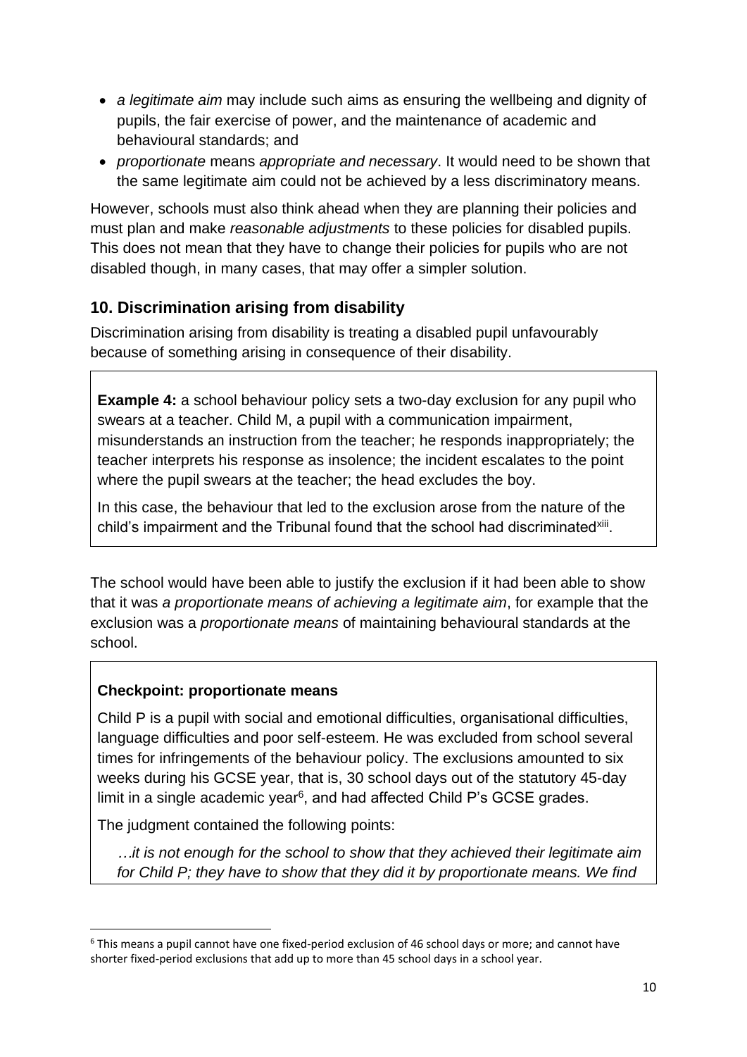- *a legitimate aim* may include such aims as ensuring the wellbeing and dignity of pupils, the fair exercise of power, and the maintenance of academic and behavioural standards; and
- *proportionate* means *appropriate and necessary*. It would need to be shown that the same legitimate aim could not be achieved by a less discriminatory means.

However, schools must also think ahead when they are planning their policies and must plan and make *reasonable adjustments* to these policies for disabled pupils. This does not mean that they have to change their policies for pupils who are not disabled though, in many cases, that may offer a simpler solution.

## 10. Discrimination arising from disability

Discrimination arising from disability is treating a disabled pupil unfavourably because of something arising in consequence of their disability.

**Example 4:** a school behaviour policy sets a two-day exclusion for any pupil who swears at a teacher. Child M, a pupil with a communication impairment, misunderstands an instruction from the teacher; he responds inappropriately; the teacher interprets his response as insolence; the incident escalates to the point where the pupil swears at the teacher; the head excludes the boy.

In this case, the behaviour that led to the exclusion arose from the nature of the child's impairment and the Tribunal found that the school had discriminated[xiii].

The school would have been able to justify the exclusion if it had been able to show that it was *a proportionate means of achieving a legitimate aim*, for example that the exclusion was a *proportionate means* of maintaining behavioural standards at the school.

**Checkpoint: proportionate means**

Child P is a pupil with social and emotional difficulties, organisational difficulties, language difficulties and poor self-esteem. He was excluded from school several times for infringements of the behaviour policy. The exclusions amounted to six weeks during his GCSE year, that is, 30 school days out of the statutory 45-day limit in a single academic year[6], and had affected Child P's GCSE grades.

The judgment contained the following points:

> *…it is not enough for the school to show that they achieved their legitimate aim for Child P; they have to show that they did it by proportionate means. We find*

[6] This means a pupil cannot have one fixed-period exclusion of 46 school days or more; and cannot have shorter fixed-period exclusions that add up to more than 45 school days in a school year.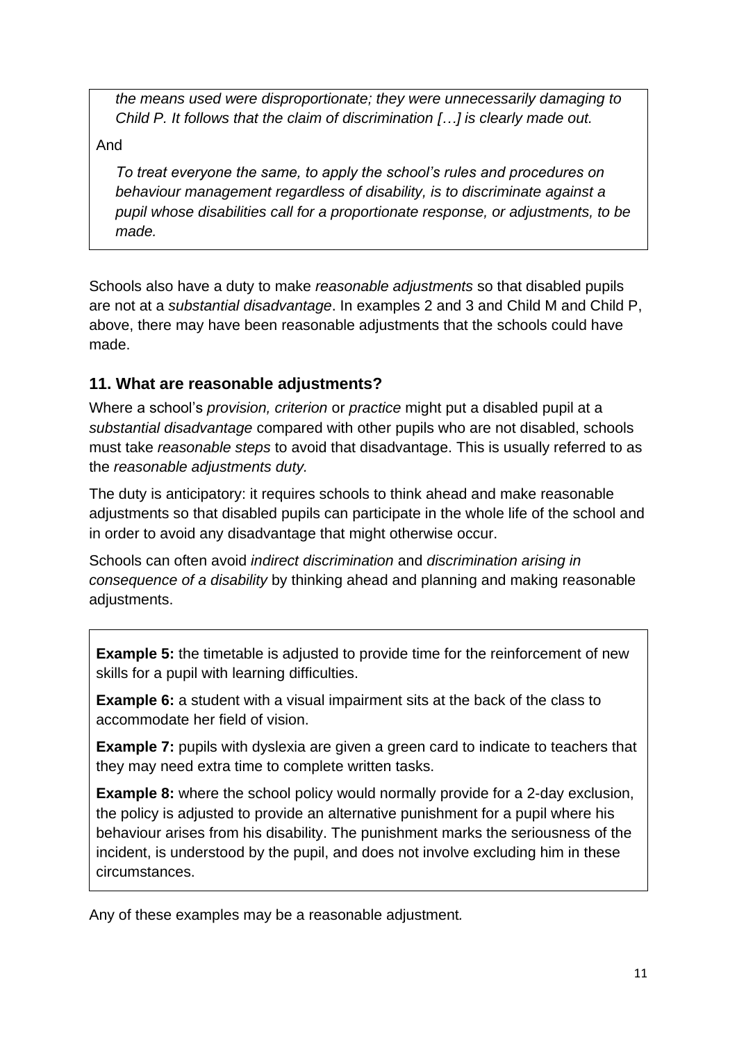*the means used were disproportionate; they were unnecessarily damaging to Child P. It follows that the claim of discrimination […] is clearly made out.*

And

*To treat everyone the same, to apply the school's rules and procedures on behaviour management regardless of disability, is to discriminate against a pupil whose disabilities call for a proportionate response, or adjustments, to be made.*

Schools also have a duty to make *reasonable adjustments* so that disabled pupils are not at a *substantial disadvantage*. In examples 2 and 3 and Child M and Child P, above, there may have been reasonable adjustments that the schools could have made.

## 11. What are reasonable adjustments?

Where a school's *provision, criterion* or *practice* might put a disabled pupil at a *substantial disadvantage* compared with other pupils who are not disabled, schools must take *reasonable steps* to avoid that disadvantage. This is usually referred to as the *reasonable adjustments duty.*

The duty is anticipatory: it requires schools to think ahead and make reasonable adjustments so that disabled pupils can participate in the whole life of the school and in order to avoid any disadvantage that might otherwise occur.

Schools can often avoid *indirect discrimination* and *discrimination arising in consequence of a disability* by thinking ahead and planning and making reasonable adjustments.

**Example 5:** the timetable is adjusted to provide time for the reinforcement of new skills for a pupil with learning difficulties.

**Example 6:** a student with a visual impairment sits at the back of the class to accommodate her field of vision.

**Example 7:** pupils with dyslexia are given a green card to indicate to teachers that they may need extra time to complete written tasks.

**Example 8:** where the school policy would normally provide for a 2-day exclusion, the policy is adjusted to provide an alternative punishment for a pupil where his behaviour arises from his disability. The punishment marks the seriousness of the incident, is understood by the pupil, and does not involve excluding him in these circumstances.

Any of these examples may be a reasonable adjustment*.*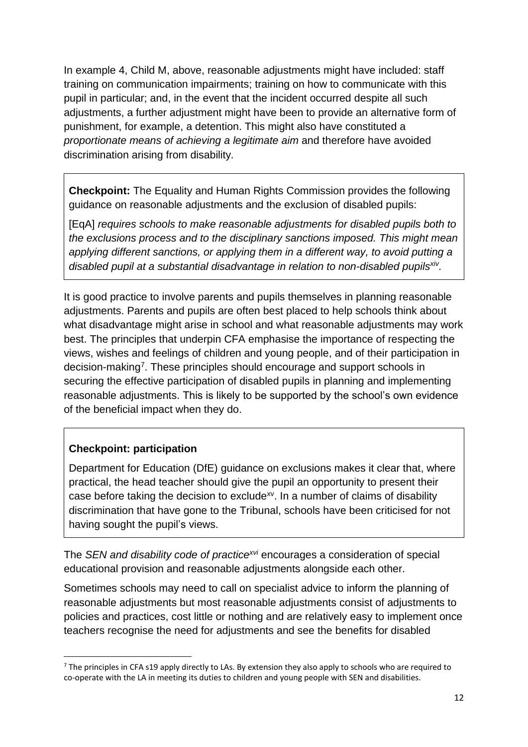In example 4, Child M, above, reasonable adjustments might have included: staff training on communication impairments; training on how to communicate with this pupil in particular; and, in the event that the incident occurred despite all such adjustments, a further adjustment might have been to provide an alternative form of punishment, for example, a detention. This might also have constituted a *proportionate means of achieving a legitimate aim* and therefore have avoided discrimination arising from disability.

> **Checkpoint:** The Equality and Human Rights Commission provides the following guidance on reasonable adjustments and the exclusion of disabled pupils:
>
> [EqA] *requires schools to make reasonable adjustments for disabled pupils both to the exclusions process and to the disciplinary sanctions imposed. This might mean applying different sanctions, or applying them in a different way, to avoid putting a disabled pupil at a substantial disadvantage in relation to non-disabled pupils*[xiv].

It is good practice to involve parents and pupils themselves in planning reasonable adjustments. Parents and pupils are often best placed to help schools think about what disadvantage might arise in school and what reasonable adjustments may work best. The principles that underpin CFA emphasise the importance of respecting the views, wishes and feelings of children and young people, and of their participation in decision-making[7]. These principles should encourage and support schools in securing the effective participation of disabled pupils in planning and implementing reasonable adjustments. This is likely to be supported by the school's own evidence of the beneficial impact when they do.

> **Checkpoint: participation**
>
> Department for Education (DfE) guidance on exclusions makes it clear that, where practical, the head teacher should give the pupil an opportunity to present their case before taking the decision to exclude[xv]. In a number of claims of disability discrimination that have gone to the Tribunal, schools have been criticised for not having sought the pupil's views.

The *SEN and disability code of practice*[xvi] encourages a consideration of special educational provision and reasonable adjustments alongside each other.

Sometimes schools may need to call on specialist advice to inform the planning of reasonable adjustments but most reasonable adjustments consist of adjustments to policies and practices, cost little or nothing and are relatively easy to implement once teachers recognise the need for adjustments and see the benefits for disabled

[7] The principles in CFA s19 apply directly to LAs. By extension they also apply to schools who are required to co-operate with the LA in meeting its duties to children and young people with SEN and disabilities.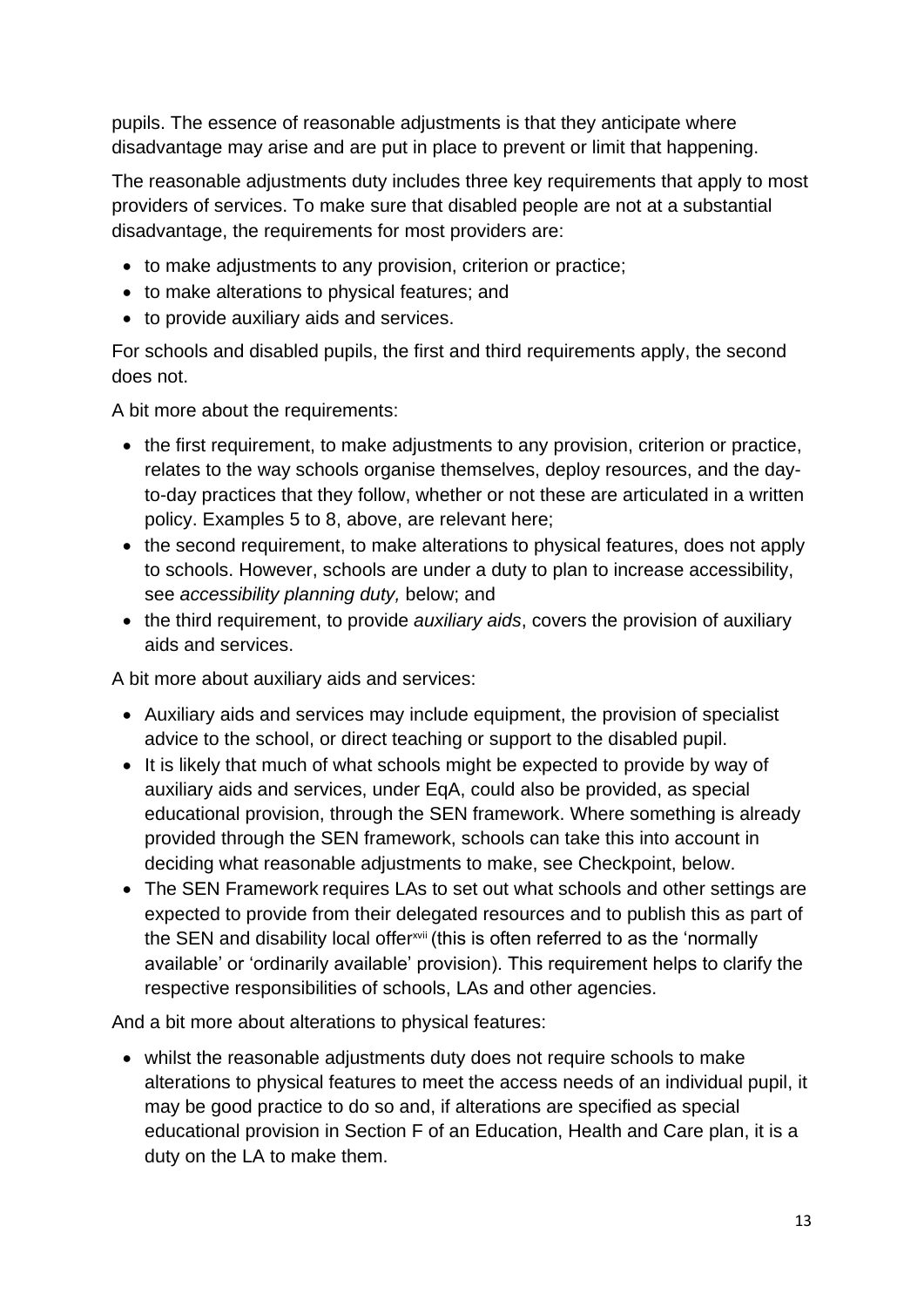pupils. The essence of reasonable adjustments is that they anticipate where disadvantage may arise and are put in place to prevent or limit that happening.

The reasonable adjustments duty includes three key requirements that apply to most providers of services. To make sure that disabled people are not at a substantial disadvantage, the requirements for most providers are:

- to make adjustments to any provision, criterion or practice;
- to make alterations to physical features; and
- to provide auxiliary aids and services.

For schools and disabled pupils, the first and third requirements apply, the second does not.

A bit more about the requirements:

- the first requirement, to make adjustments to any provision, criterion or practice, relates to the way schools organise themselves, deploy resources, and the day-to-day practices that they follow, whether or not these are articulated in a written policy. Examples 5 to 8, above, are relevant here;
- the second requirement, to make alterations to physical features, does not apply to schools. However, schools are under a duty to plan to increase accessibility, see *accessibility planning duty,* below; and
- the third requirement, to provide *auxiliary aids*, covers the provision of auxiliary aids and services.

A bit more about auxiliary aids and services:

- Auxiliary aids and services may include equipment, the provision of specialist advice to the school, or direct teaching or support to the disabled pupil.
- It is likely that much of what schools might be expected to provide by way of auxiliary aids and services, under EqA, could also be provided, as special educational provision, through the SEN framework. Where something is already provided through the SEN framework, schools can take this into account in deciding what reasonable adjustments to make, see Checkpoint, below.
- The SEN Framework requires LAs to set out what schools and other settings are expected to provide from their delegated resources and to publish this as part of the SEN and disability local offer[xvii] (this is often referred to as the 'normally available' or 'ordinarily available' provision). This requirement helps to clarify the respective responsibilities of schools, LAs and other agencies.

And a bit more about alterations to physical features:

- whilst the reasonable adjustments duty does not require schools to make alterations to physical features to meet the access needs of an individual pupil, it may be good practice to do so and, if alterations are specified as special educational provision in Section F of an Education, Health and Care plan, it is a duty on the LA to make them.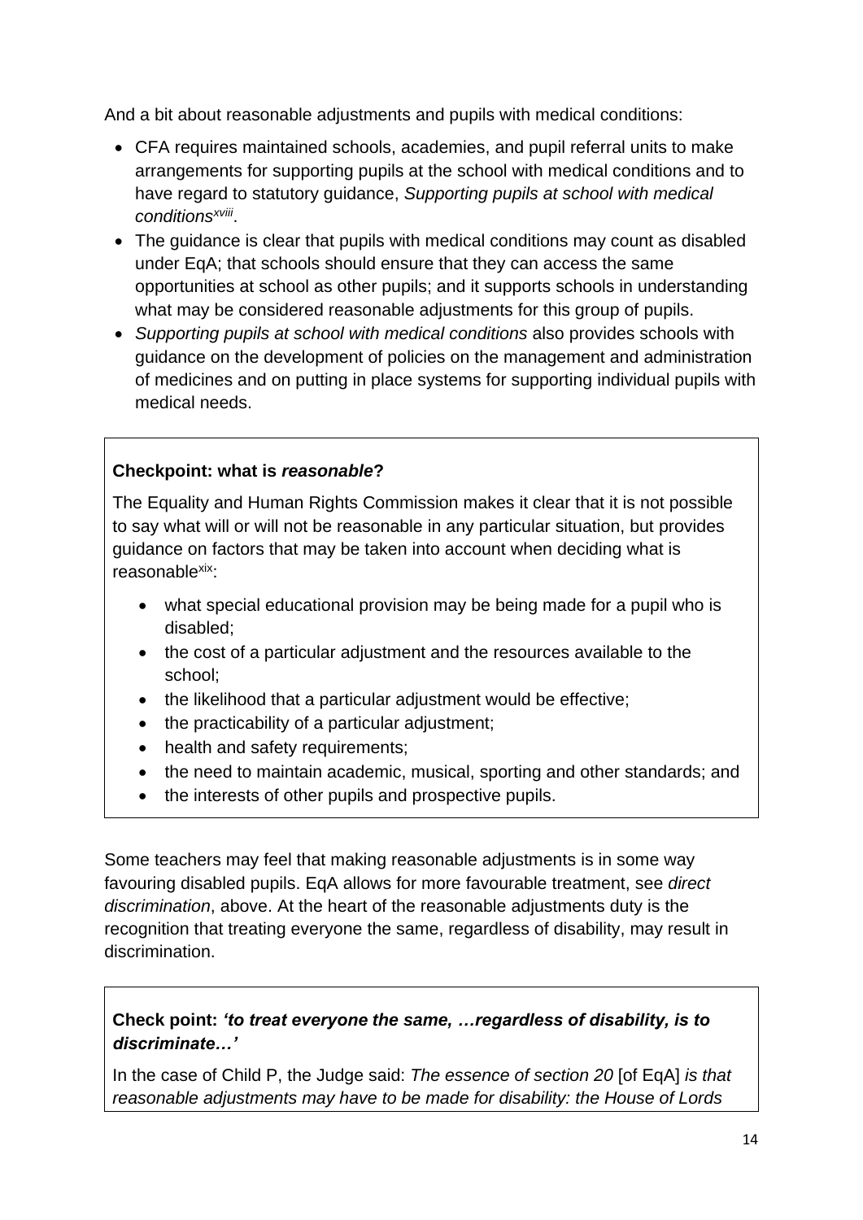And a bit about reasonable adjustments and pupils with medical conditions:

- CFA requires maintained schools, academies, and pupil referral units to make arrangements for supporting pupils at the school with medical conditions and to have regard to statutory guidance, *Supporting pupils at school with medical conditions*[xviii].
- The guidance is clear that pupils with medical conditions may count as disabled under EqA; that schools should ensure that they can access the same opportunities at school as other pupils; and it supports schools in understanding what may be considered reasonable adjustments for this group of pupils.
- *Supporting pupils at school with medical conditions* also provides schools with guidance on the development of policies on the management and administration of medicines and on putting in place systems for supporting individual pupils with medical needs.

**Checkpoint: what is *reasonable*?**

The Equality and Human Rights Commission makes it clear that it is not possible to say what will or will not be reasonable in any particular situation, but provides guidance on factors that may be taken into account when deciding what is reasonable[xix]:

- what special educational provision may be being made for a pupil who is disabled;
- the cost of a particular adjustment and the resources available to the school;
- the likelihood that a particular adjustment would be effective;
- the practicability of a particular adjustment;
- health and safety requirements;
- the need to maintain academic, musical, sporting and other standards; and
- the interests of other pupils and prospective pupils.

Some teachers may feel that making reasonable adjustments is in some way favouring disabled pupils. EqA allows for more favourable treatment, see *direct discrimination*, above. At the heart of the reasonable adjustments duty is the recognition that treating everyone the same, regardless of disability, may result in discrimination.

**Check point: *'to treat everyone the same, …regardless of disability, is to discriminate…'***

In the case of Child P, the Judge said: *The essence of section 20* [of EqA] *is that reasonable adjustments may have to be made for disability: the House of Lords*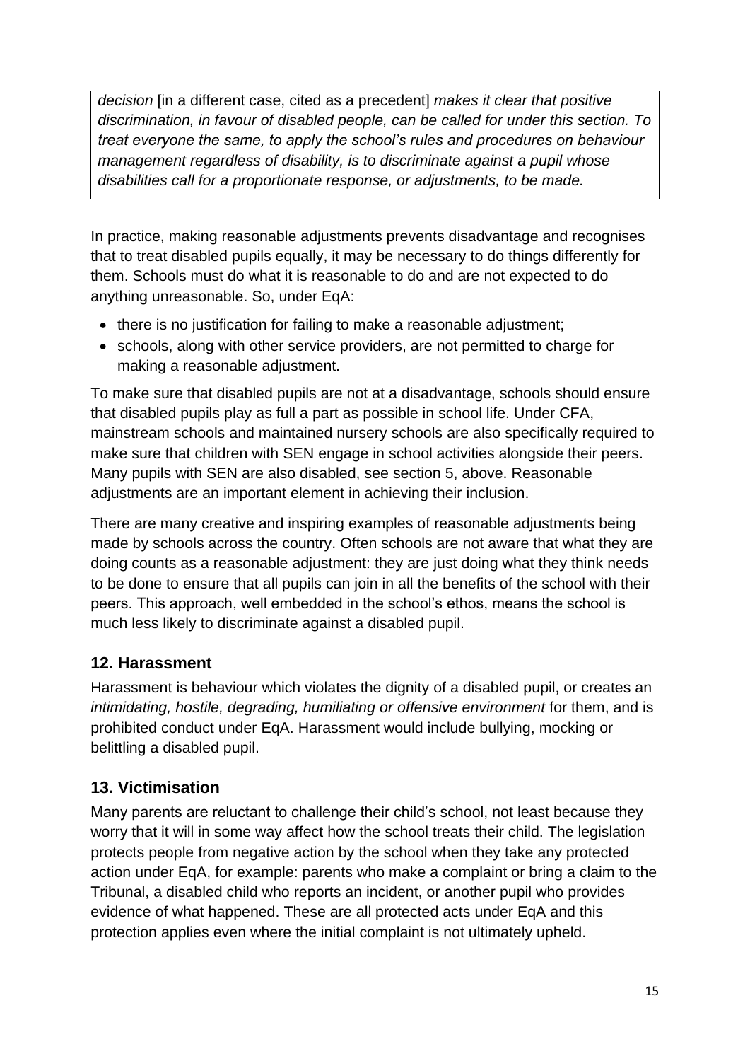*decision* [in a different case, cited as a precedent] *makes it clear that positive discrimination, in favour of disabled people, can be called for under this section. To treat everyone the same, to apply the school's rules and procedures on behaviour management regardless of disability, is to discriminate against a pupil whose disabilities call for a proportionate response, or adjustments, to be made.*

In practice, making reasonable adjustments prevents disadvantage and recognises that to treat disabled pupils equally, it may be necessary to do things differently for them. Schools must do what it is reasonable to do and are not expected to do anything unreasonable. So, under EqA:

- there is no justification for failing to make a reasonable adjustment;
- schools, along with other service providers, are not permitted to charge for making a reasonable adjustment.

To make sure that disabled pupils are not at a disadvantage, schools should ensure that disabled pupils play as full a part as possible in school life. Under CFA, mainstream schools and maintained nursery schools are also specifically required to make sure that children with SEN engage in school activities alongside their peers. Many pupils with SEN are also disabled, see section 5, above. Reasonable adjustments are an important element in achieving their inclusion.

There are many creative and inspiring examples of reasonable adjustments being made by schools across the country. Often schools are not aware that what they are doing counts as a reasonable adjustment: they are just doing what they think needs to be done to ensure that all pupils can join in all the benefits of the school with their peers. This approach, well embedded in the school's ethos, means the school is much less likely to discriminate against a disabled pupil.

## 12. Harassment

Harassment is behaviour which violates the dignity of a disabled pupil, or creates an *intimidating, hostile, degrading, humiliating or offensive environment* for them, and is prohibited conduct under EqA. Harassment would include bullying, mocking or belittling a disabled pupil.

## 13. Victimisation

Many parents are reluctant to challenge their child's school, not least because they worry that it will in some way affect how the school treats their child. The legislation protects people from negative action by the school when they take any protected action under EqA, for example: parents who make a complaint or bring a claim to the Tribunal, a disabled child who reports an incident, or another pupil who provides evidence of what happened. These are all protected acts under EqA and this protection applies even where the initial complaint is not ultimately upheld.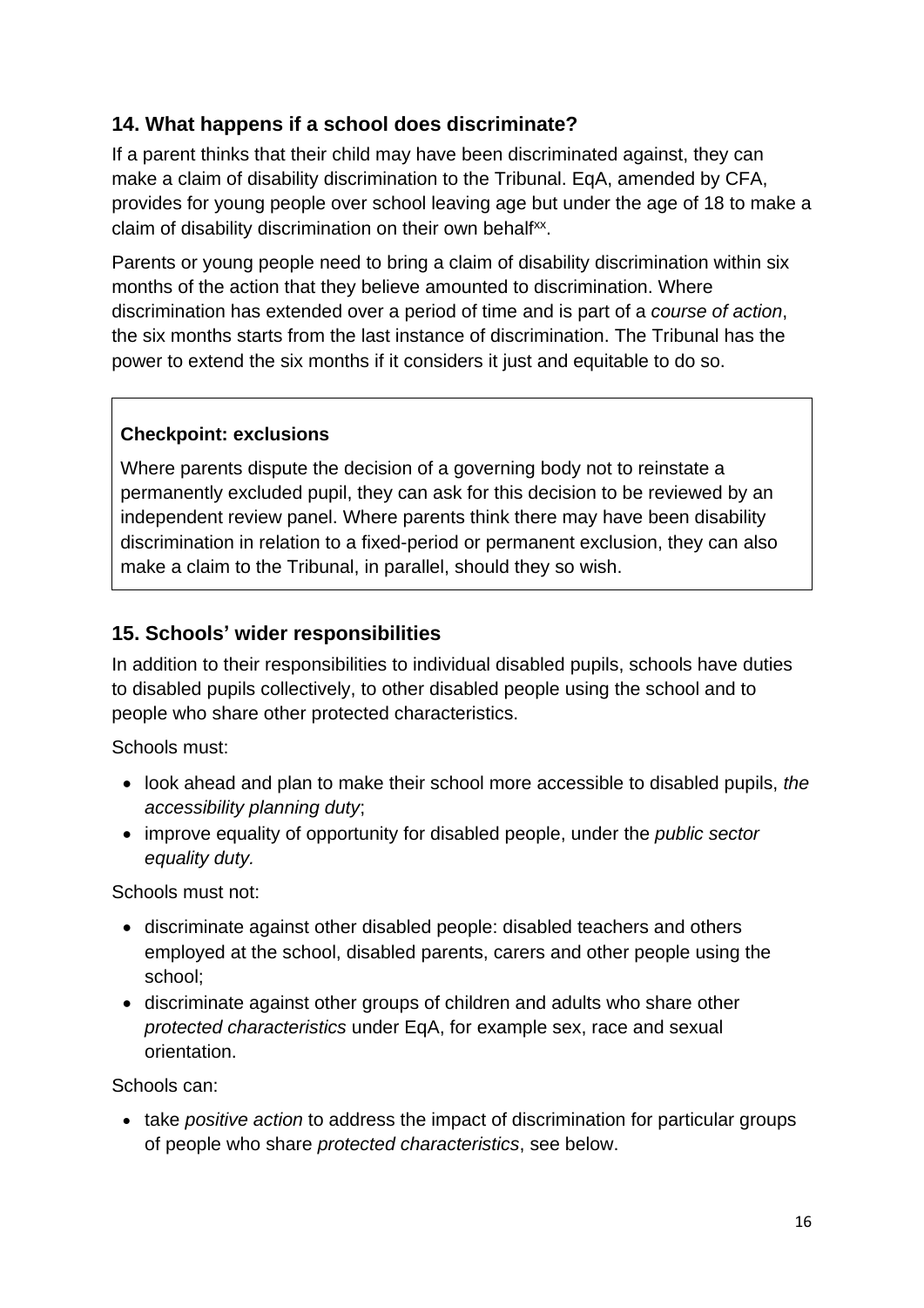## 14. What happens if a school does discriminate?

If a parent thinks that their child may have been discriminated against, they can make a claim of disability discrimination to the Tribunal. EqA, amended by CFA, provides for young people over school leaving age but under the age of 18 to make a claim of disability discrimination on their own behalf[xx].

Parents or young people need to bring a claim of disability discrimination within six months of the action that they believe amounted to discrimination. Where discrimination has extended over a period of time and is part of a *course of action*, the six months starts from the last instance of discrimination. The Tribunal has the power to extend the six months if it considers it just and equitable to do so.

**Checkpoint: exclusions**

Where parents dispute the decision of a governing body not to reinstate a permanently excluded pupil, they can ask for this decision to be reviewed by an independent review panel. Where parents think there may have been disability discrimination in relation to a fixed-period or permanent exclusion, they can also make a claim to the Tribunal, in parallel, should they so wish.

## 15. Schools' wider responsibilities

In addition to their responsibilities to individual disabled pupils, schools have duties to disabled pupils collectively, to other disabled people using the school and to people who share other protected characteristics.

Schools must:

- look ahead and plan to make their school more accessible to disabled pupils, *the accessibility planning duty*;
- improve equality of opportunity for disabled people, under the *public sector equality duty.*

Schools must not:

- discriminate against other disabled people: disabled teachers and others employed at the school, disabled parents, carers and other people using the school;
- discriminate against other groups of children and adults who share other *protected characteristics* under EqA, for example sex, race and sexual orientation.

Schools can:

- take *positive action* to address the impact of discrimination for particular groups of people who share *protected characteristics*, see below.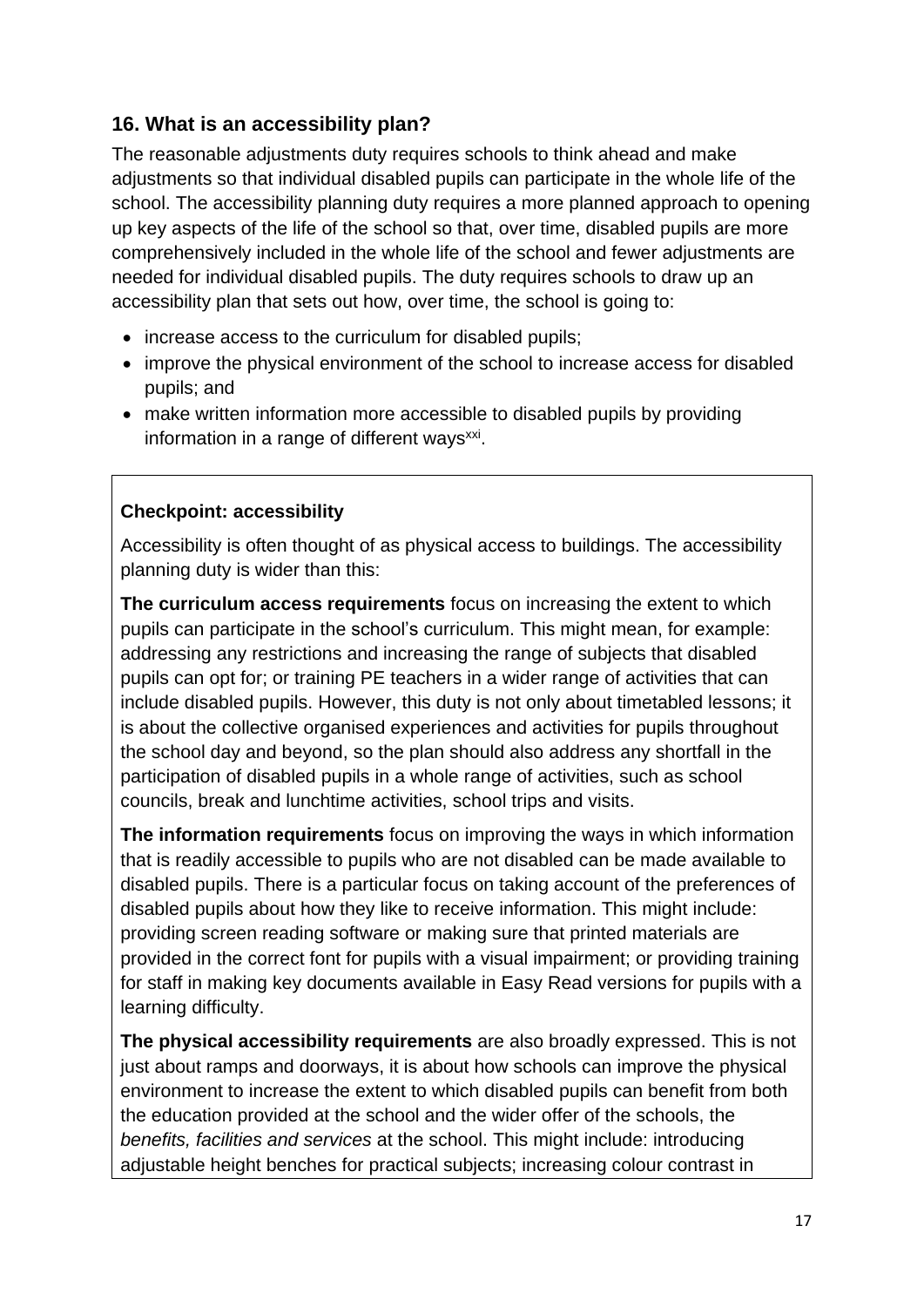## 16. What is an accessibility plan?

The reasonable adjustments duty requires schools to think ahead and make adjustments so that individual disabled pupils can participate in the whole life of the school. The accessibility planning duty requires a more planned approach to opening up key aspects of the life of the school so that, over time, disabled pupils are more comprehensively included in the whole life of the school and fewer adjustments are needed for individual disabled pupils. The duty requires schools to draw up an accessibility plan that sets out how, over time, the school is going to:

- increase access to the curriculum for disabled pupils;
- improve the physical environment of the school to increase access for disabled pupils; and
- make written information more accessible to disabled pupils by providing information in a range of different ways[xxi].

**Checkpoint: accessibility**

Accessibility is often thought of as physical access to buildings. The accessibility planning duty is wider than this:

**The curriculum access requirements** focus on increasing the extent to which pupils can participate in the school's curriculum. This might mean, for example: addressing any restrictions and increasing the range of subjects that disabled pupils can opt for; or training PE teachers in a wider range of activities that can include disabled pupils. However, this duty is not only about timetabled lessons; it is about the collective organised experiences and activities for pupils throughout the school day and beyond, so the plan should also address any shortfall in the participation of disabled pupils in a whole range of activities, such as school councils, break and lunchtime activities, school trips and visits.

**The information requirements** focus on improving the ways in which information that is readily accessible to pupils who are not disabled can be made available to disabled pupils. There is a particular focus on taking account of the preferences of disabled pupils about how they like to receive information. This might include: providing screen reading software or making sure that printed materials are provided in the correct font for pupils with a visual impairment; or providing training for staff in making key documents available in Easy Read versions for pupils with a learning difficulty.

**The physical accessibility requirements** are also broadly expressed. This is not just about ramps and doorways, it is about how schools can improve the physical environment to increase the extent to which disabled pupils can benefit from both the education provided at the school and the wider offer of the schools, the *benefits, facilities and services* at the school. This might include: introducing adjustable height benches for practical subjects; increasing colour contrast in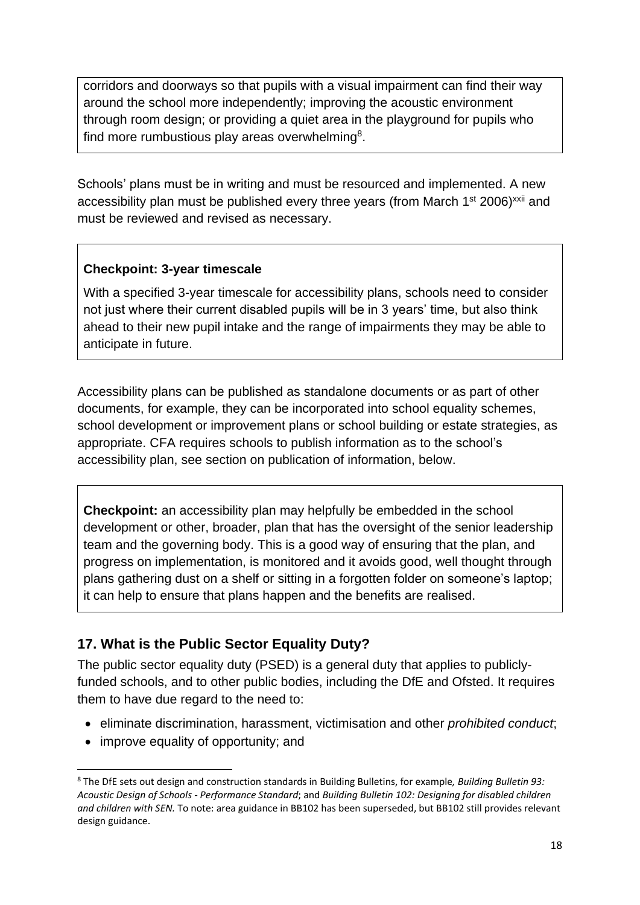corridors and doorways so that pupils with a visual impairment can find their way around the school more independently; improving the acoustic environment through room design; or providing a quiet area in the playground for pupils who find more rumbustious play areas overwhelming[8].

Schools' plans must be in writing and must be resourced and implemented. A new accessibility plan must be published every three years (from March 1st 2006)[xxii] and must be reviewed and revised as necessary.

**Checkpoint: 3-year timescale**

With a specified 3-year timescale for accessibility plans, schools need to consider not just where their current disabled pupils will be in 3 years' time, but also think ahead to their new pupil intake and the range of impairments they may be able to anticipate in future.

Accessibility plans can be published as standalone documents or as part of other documents, for example, they can be incorporated into school equality schemes, school development or improvement plans or school building or estate strategies, as appropriate. CFA requires schools to publish information as to the school's accessibility plan, see section on publication of information, below.

**Checkpoint:** an accessibility plan may helpfully be embedded in the school development or other, broader, plan that has the oversight of the senior leadership team and the governing body. This is a good way of ensuring that the plan, and progress on implementation, is monitored and it avoids good, well thought through plans gathering dust on a shelf or sitting in a forgotten folder on someone's laptop; it can help to ensure that plans happen and the benefits are realised.

## 17. What is the Public Sector Equality Duty?

The public sector equality duty (PSED) is a general duty that applies to publicly-funded schools, and to other public bodies, including the DfE and Ofsted. It requires them to have due regard to the need to:

- eliminate discrimination, harassment, victimisation and other *prohibited conduct*;
- improve equality of opportunity; and

[8] The DfE sets out design and construction standards in Building Bulletins, for example*, Building Bulletin 93: Acoustic Design of Schools - Performance Standard*; and *Building Bulletin 102: Designing for disabled children and children with SEN.* To note: area guidance in BB102 has been superseded, but BB102 still provides relevant design guidance.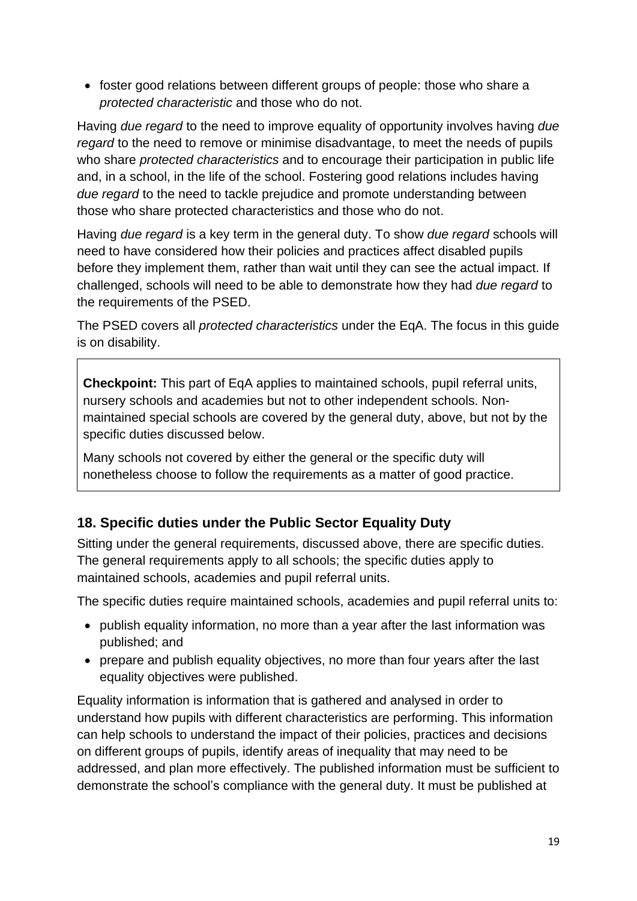- foster good relations between different groups of people: those who share a *protected characteristic* and those who do not.

Having *due regard* to the need to improve equality of opportunity involves having *due regard* to the need to remove or minimise disadvantage, to meet the needs of pupils who share *protected characteristics* and to encourage their participation in public life and, in a school, in the life of the school. Fostering good relations includes having *due regard* to the need to tackle prejudice and promote understanding between those who share protected characteristics and those who do not.

Having *due regard* is a key term in the general duty. To show *due regard* schools will need to have considered how their policies and practices affect disabled pupils before they implement them, rather than wait until they can see the actual impact. If challenged, schools will need to be able to demonstrate how they had *due regard* to the requirements of the PSED.

The PSED covers all *protected characteristics* under the EqA. The focus in this guide is on disability.

> **Checkpoint:** This part of EqA applies to maintained schools, pupil referral units, nursery schools and academies but not to other independent schools. Non-maintained special schools are covered by the general duty, above, but not by the specific duties discussed below.
>
> Many schools not covered by either the general or the specific duty will nonetheless choose to follow the requirements as a matter of good practice.

## 18. Specific duties under the Public Sector Equality Duty

Sitting under the general requirements, discussed above, there are specific duties. The general requirements apply to all schools; the specific duties apply to maintained schools, academies and pupil referral units.

The specific duties require maintained schools, academies and pupil referral units to:

- publish equality information, no more than a year after the last information was published; and
- prepare and publish equality objectives, no more than four years after the last equality objectives were published.

Equality information is information that is gathered and analysed in order to understand how pupils with different characteristics are performing. This information can help schools to understand the impact of their policies, practices and decisions on different groups of pupils, identify areas of inequality that may need to be addressed, and plan more effectively. The published information must be sufficient to demonstrate the school's compliance with the general duty. It must be published at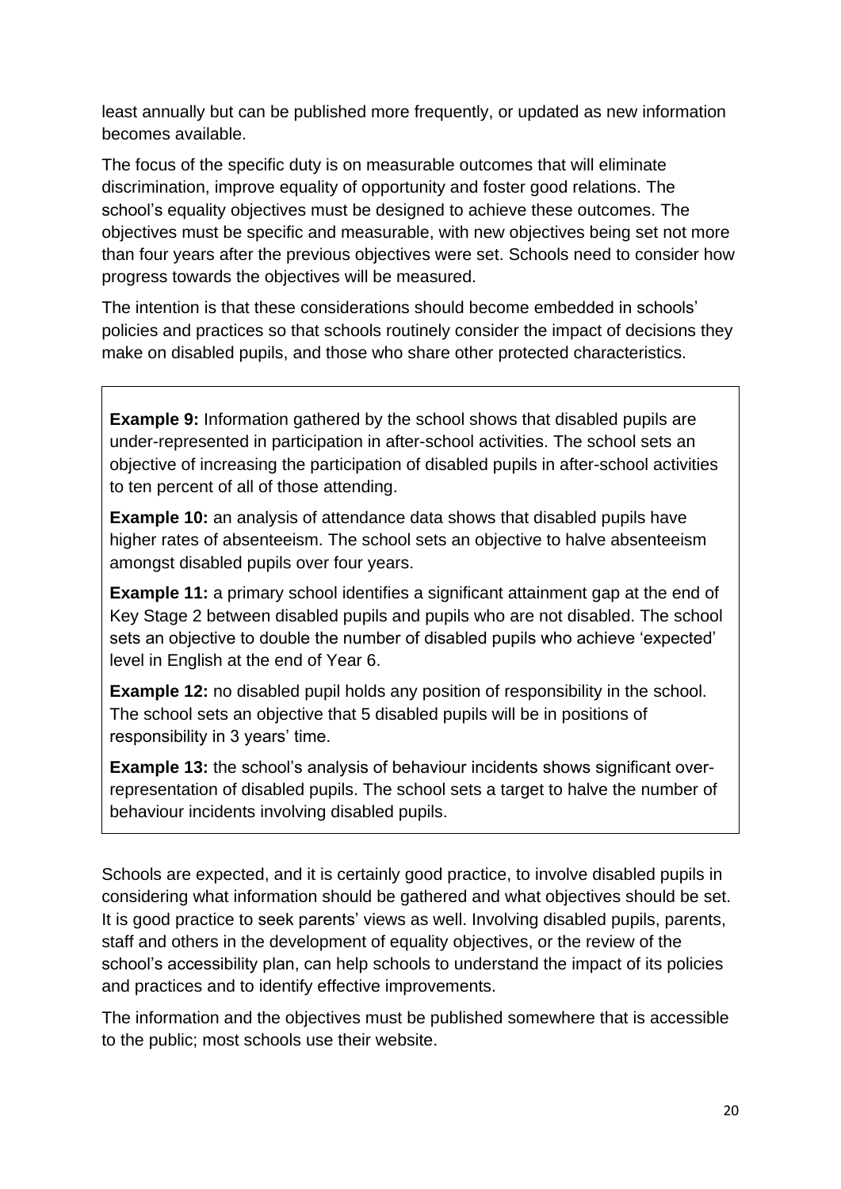least annually but can be published more frequently, or updated as new information becomes available.

The focus of the specific duty is on measurable outcomes that will eliminate discrimination, improve equality of opportunity and foster good relations. The school's equality objectives must be designed to achieve these outcomes. The objectives must be specific and measurable, with new objectives being set not more than four years after the previous objectives were set. Schools need to consider how progress towards the objectives will be measured.

The intention is that these considerations should become embedded in schools' policies and practices so that schools routinely consider the impact of decisions they make on disabled pupils, and those who share other protected characteristics.

**Example 9:** Information gathered by the school shows that disabled pupils are under-represented in participation in after-school activities. The school sets an objective of increasing the participation of disabled pupils in after-school activities to ten percent of all of those attending.

**Example 10:** an analysis of attendance data shows that disabled pupils have higher rates of absenteeism. The school sets an objective to halve absenteeism amongst disabled pupils over four years.

**Example 11:** a primary school identifies a significant attainment gap at the end of Key Stage 2 between disabled pupils and pupils who are not disabled. The school sets an objective to double the number of disabled pupils who achieve 'expected' level in English at the end of Year 6.

**Example 12:** no disabled pupil holds any position of responsibility in the school. The school sets an objective that 5 disabled pupils will be in positions of responsibility in 3 years' time.

**Example 13:** the school's analysis of behaviour incidents shows significant over-representation of disabled pupils. The school sets a target to halve the number of behaviour incidents involving disabled pupils.

Schools are expected, and it is certainly good practice, to involve disabled pupils in considering what information should be gathered and what objectives should be set. It is good practice to seek parents' views as well. Involving disabled pupils, parents, staff and others in the development of equality objectives, or the review of the school's accessibility plan, can help schools to understand the impact of its policies and practices and to identify effective improvements.

The information and the objectives must be published somewhere that is accessible to the public; most schools use their website.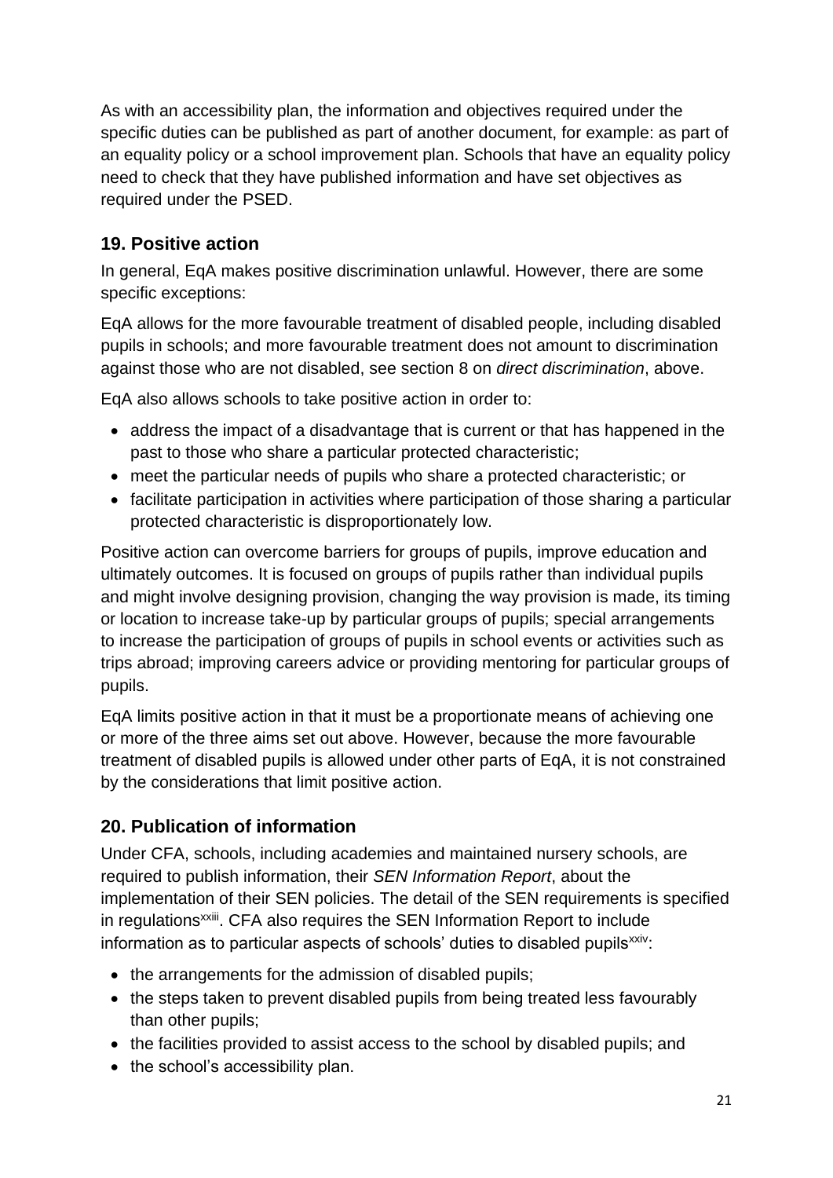As with an accessibility plan, the information and objectives required under the specific duties can be published as part of another document, for example: as part of an equality policy or a school improvement plan. Schools that have an equality policy need to check that they have published information and have set objectives as required under the PSED.

## 19. Positive action

In general, EqA makes positive discrimination unlawful. However, there are some specific exceptions:

EqA allows for the more favourable treatment of disabled people, including disabled pupils in schools; and more favourable treatment does not amount to discrimination against those who are not disabled, see section 8 on *direct discrimination*, above.

EqA also allows schools to take positive action in order to:

- address the impact of a disadvantage that is current or that has happened in the past to those who share a particular protected characteristic;
- meet the particular needs of pupils who share a protected characteristic; or
- facilitate participation in activities where participation of those sharing a particular protected characteristic is disproportionately low.

Positive action can overcome barriers for groups of pupils, improve education and ultimately outcomes. It is focused on groups of pupils rather than individual pupils and might involve designing provision, changing the way provision is made, its timing or location to increase take-up by particular groups of pupils; special arrangements to increase the participation of groups of pupils in school events or activities such as trips abroad; improving careers advice or providing mentoring for particular groups of pupils.

EqA limits positive action in that it must be a proportionate means of achieving one or more of the three aims set out above. However, because the more favourable treatment of disabled pupils is allowed under other parts of EqA, it is not constrained by the considerations that limit positive action.

## 20. Publication of information

Under CFA, schools, including academies and maintained nursery schools, are required to publish information, their *SEN Information Report*, about the implementation of their SEN policies. The detail of the SEN requirements is specified in regulations[xxiii]. CFA also requires the SEN Information Report to include information as to particular aspects of schools' duties to disabled pupils[xxiv]:

- the arrangements for the admission of disabled pupils;
- the steps taken to prevent disabled pupils from being treated less favourably than other pupils;
- the facilities provided to assist access to the school by disabled pupils; and
- the school's accessibility plan.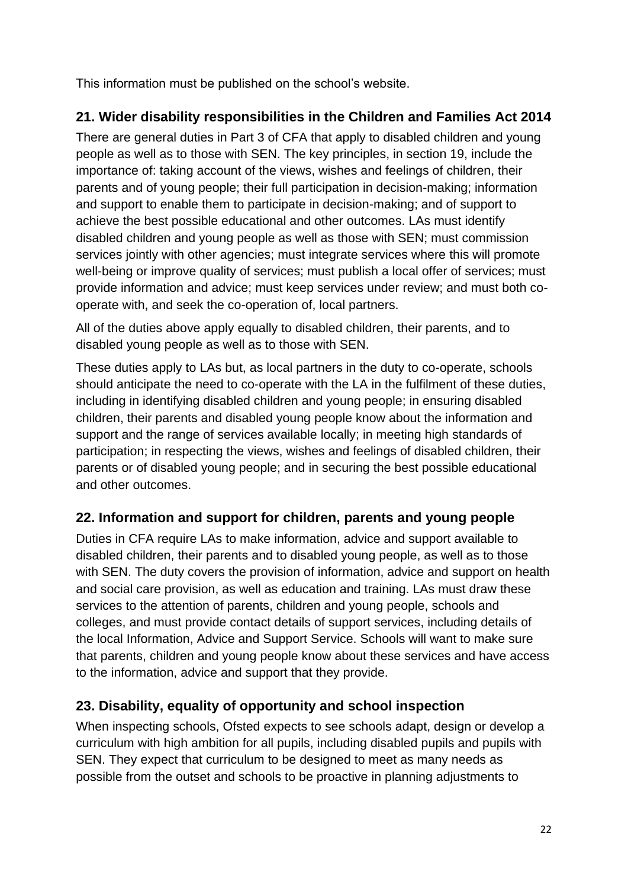This information must be published on the school's website.

## 21. Wider disability responsibilities in the Children and Families Act 2014

There are general duties in Part 3 of CFA that apply to disabled children and young people as well as to those with SEN. The key principles, in section 19, include the importance of: taking account of the views, wishes and feelings of children, their parents and of young people; their full participation in decision-making; information and support to enable them to participate in decision-making; and of support to achieve the best possible educational and other outcomes. LAs must identify disabled children and young people as well as those with SEN; must commission services jointly with other agencies; must integrate services where this will promote well-being or improve quality of services; must publish a local offer of services; must provide information and advice; must keep services under review; and must both co-operate with, and seek the co-operation of, local partners.

All of the duties above apply equally to disabled children, their parents, and to disabled young people as well as to those with SEN.

These duties apply to LAs but, as local partners in the duty to co-operate, schools should anticipate the need to co-operate with the LA in the fulfilment of these duties, including in identifying disabled children and young people; in ensuring disabled children, their parents and disabled young people know about the information and support and the range of services available locally; in meeting high standards of participation; in respecting the views, wishes and feelings of disabled children, their parents or of disabled young people; and in securing the best possible educational and other outcomes.

## 22. Information and support for children, parents and young people

Duties in CFA require LAs to make information, advice and support available to disabled children, their parents and to disabled young people, as well as to those with SEN. The duty covers the provision of information, advice and support on health and social care provision, as well as education and training. LAs must draw these services to the attention of parents, children and young people, schools and colleges, and must provide contact details of support services, including details of the local Information, Advice and Support Service. Schools will want to make sure that parents, children and young people know about these services and have access to the information, advice and support that they provide.

## 23. Disability, equality of opportunity and school inspection

When inspecting schools, Ofsted expects to see schools adapt, design or develop a curriculum with high ambition for all pupils, including disabled pupils and pupils with SEN. They expect that curriculum to be designed to meet as many needs as possible from the outset and schools to be proactive in planning adjustments to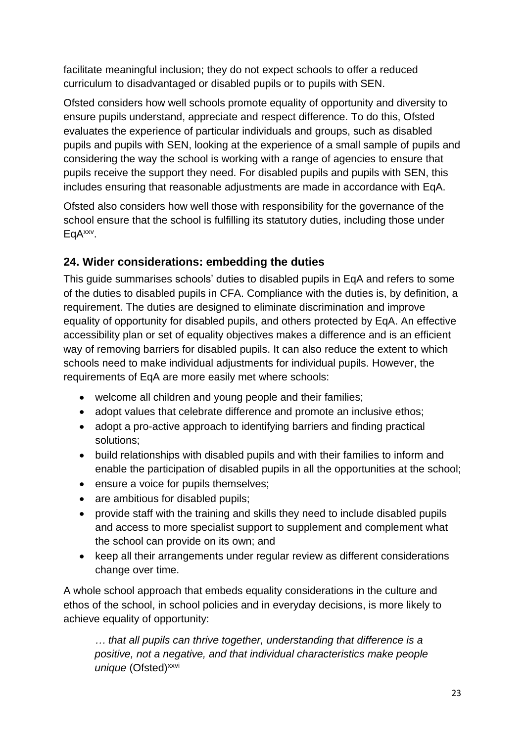facilitate meaningful inclusion; they do not expect schools to offer a reduced curriculum to disadvantaged or disabled pupils or to pupils with SEN.

Ofsted considers how well schools promote equality of opportunity and diversity to ensure pupils understand, appreciate and respect difference. To do this, Ofsted evaluates the experience of particular individuals and groups, such as disabled pupils and pupils with SEN, looking at the experience of a small sample of pupils and considering the way the school is working with a range of agencies to ensure that pupils receive the support they need. For disabled pupils and pupils with SEN, this includes ensuring that reasonable adjustments are made in accordance with EqA.

Ofsted also considers how well those with responsibility for the governance of the school ensure that the school is fulfilling its statutory duties, including those under EqA[xxv].

## 24. Wider considerations: embedding the duties

This guide summarises schools' duties to disabled pupils in EqA and refers to some of the duties to disabled pupils in CFA. Compliance with the duties is, by definition, a requirement. The duties are designed to eliminate discrimination and improve equality of opportunity for disabled pupils, and others protected by EqA. An effective accessibility plan or set of equality objectives makes a difference and is an efficient way of removing barriers for disabled pupils. It can also reduce the extent to which schools need to make individual adjustments for individual pupils. However, the requirements of EqA are more easily met where schools:

- welcome all children and young people and their families;
- adopt values that celebrate difference and promote an inclusive ethos;
- adopt a pro-active approach to identifying barriers and finding practical solutions;
- build relationships with disabled pupils and with their families to inform and enable the participation of disabled pupils in all the opportunities at the school;
- ensure a voice for pupils themselves;
- are ambitious for disabled pupils;
- provide staff with the training and skills they need to include disabled pupils and access to more specialist support to supplement and complement what the school can provide on its own; and
- keep all their arrangements under regular review as different considerations change over time.

A whole school approach that embeds equality considerations in the culture and ethos of the school, in school policies and in everyday decisions, is more likely to achieve equality of opportunity:

> *… that all pupils can thrive together, understanding that difference is a positive, not a negative, and that individual characteristics make people unique* (Ofsted)[xxvi]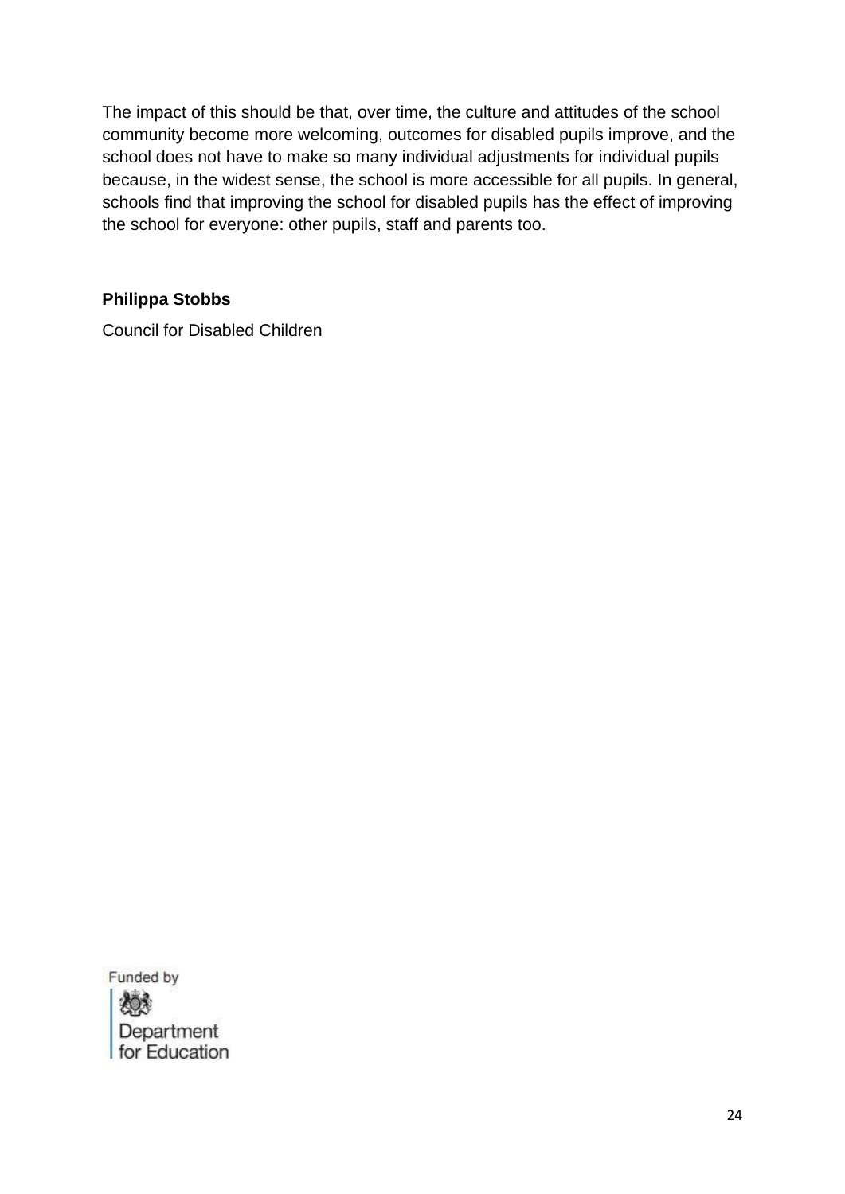The impact of this should be that, over time, the culture and attitudes of the school community become more welcoming, outcomes for disabled pupils improve, and the school does not have to make so many individual adjustments for individual pupils because, in the widest sense, the school is more accessible for all pupils. In general, schools find that improving the school for disabled pupils has the effect of improving the school for everyone: other pupils, staff and parents too.

**Philippa Stobbs**

Council for Disabled Children

Funded by

Department for Education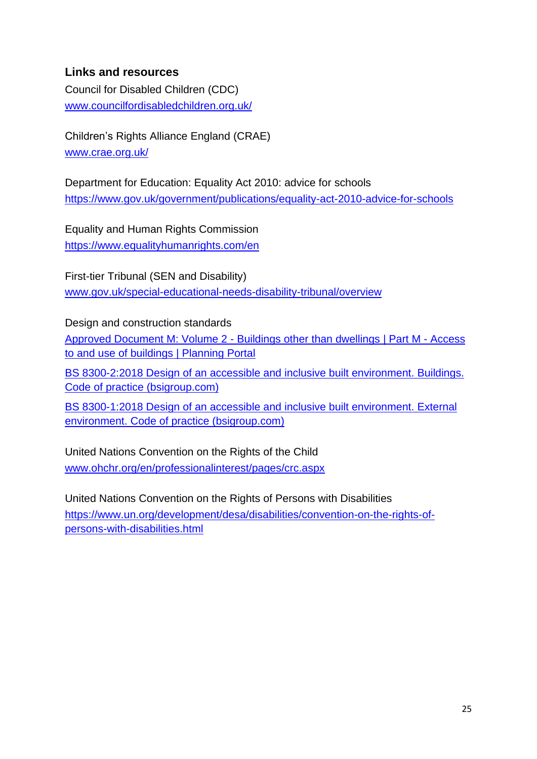## Links and resources

Council for Disabled Children (CDC)
www.councilfordisabledchildren.org.uk/

Children's Rights Alliance England (CRAE)
www.crae.org.uk/

Department for Education: Equality Act 2010: advice for schools
https://www.gov.uk/government/publications/equality-act-2010-advice-for-schools

Equality and Human Rights Commission
https://www.equalityhumanrights.com/en

First-tier Tribunal (SEN and Disability)
www.gov.uk/special-educational-needs-disability-tribunal/overview

Design and construction standards

Approved Document M: Volume 2 - Buildings other than dwellings | Part M - Access to and use of buildings | Planning Portal

BS 8300-2:2018 Design of an accessible and inclusive built environment. Buildings. Code of practice (bsigroup.com)

BS 8300-1:2018 Design of an accessible and inclusive built environment. External environment. Code of practice (bsigroup.com)

United Nations Convention on the Rights of the Child
www.ohchr.org/en/professionalinterest/pages/crc.aspx

United Nations Convention on the Rights of Persons with Disabilities
https://www.un.org/development/desa/disabilities/convention-on-the-rights-of-persons-with-disabilities.html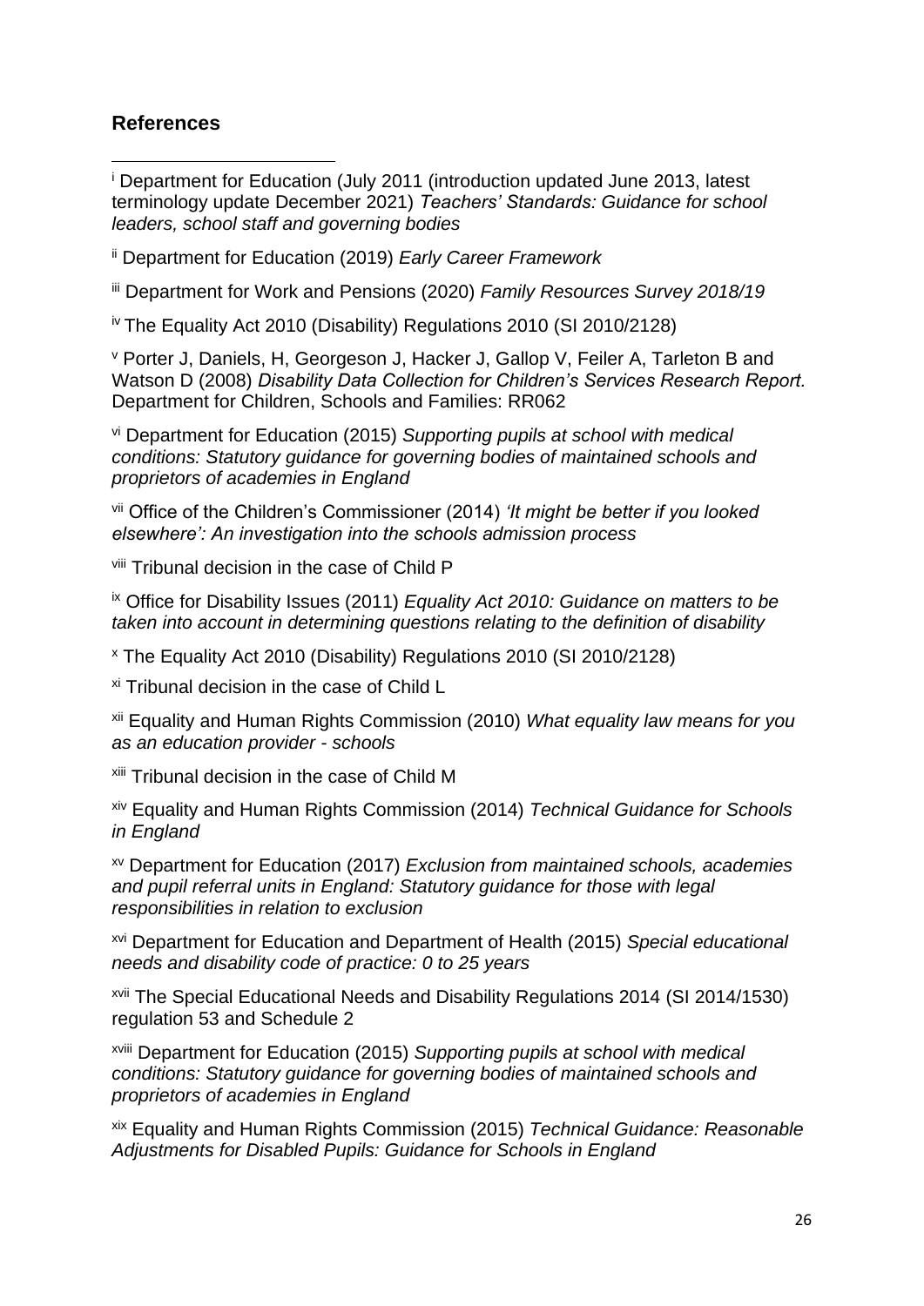## References

[i] Department for Education (July 2011 (introduction updated June 2013, latest terminology update December 2021) *Teachers' Standards: Guidance for school leaders, school staff and governing bodies*

[ii] Department for Education (2019) *Early Career Framework*

[iii] Department for Work and Pensions (2020) *Family Resources Survey 2018/19*

[iv] The Equality Act 2010 (Disability) Regulations 2010 (SI 2010/2128)

[v] Porter J, Daniels, H, Georgeson J, Hacker J, Gallop V, Feiler A, Tarleton B and Watson D (2008) *Disability Data Collection for Children's Services Research Report.* Department for Children, Schools and Families: RR062

[vi] Department for Education (2015) *Supporting pupils at school with medical conditions: Statutory guidance for governing bodies of maintained schools and proprietors of academies in England*

[vii] Office of the Children's Commissioner (2014) *'It might be better if you looked elsewhere': An investigation into the schools admission process*

[viii] Tribunal decision in the case of Child P

[ix] Office for Disability Issues (2011) *Equality Act 2010: Guidance on matters to be taken into account in determining questions relating to the definition of disability*

[x] The Equality Act 2010 (Disability) Regulations 2010 (SI 2010/2128)

[xi] Tribunal decision in the case of Child L

[xii] Equality and Human Rights Commission (2010) *What equality law means for you as an education provider - schools*

[xiii] Tribunal decision in the case of Child M

[xiv] Equality and Human Rights Commission (2014) *Technical Guidance for Schools in England*

[xv] Department for Education (2017) *Exclusion from maintained schools, academies and pupil referral units in England: Statutory guidance for those with legal responsibilities in relation to exclusion*

[xvi] Department for Education and Department of Health (2015) *Special educational needs and disability code of practice: 0 to 25 years*

[xvii] The Special Educational Needs and Disability Regulations 2014 (SI 2014/1530) regulation 53 and Schedule 2

[xviii] Department for Education (2015) *Supporting pupils at school with medical conditions: Statutory guidance for governing bodies of maintained schools and proprietors of academies in England*

[xix] Equality and Human Rights Commission (2015) *Technical Guidance: Reasonable Adjustments for Disabled Pupils: Guidance for Schools in England*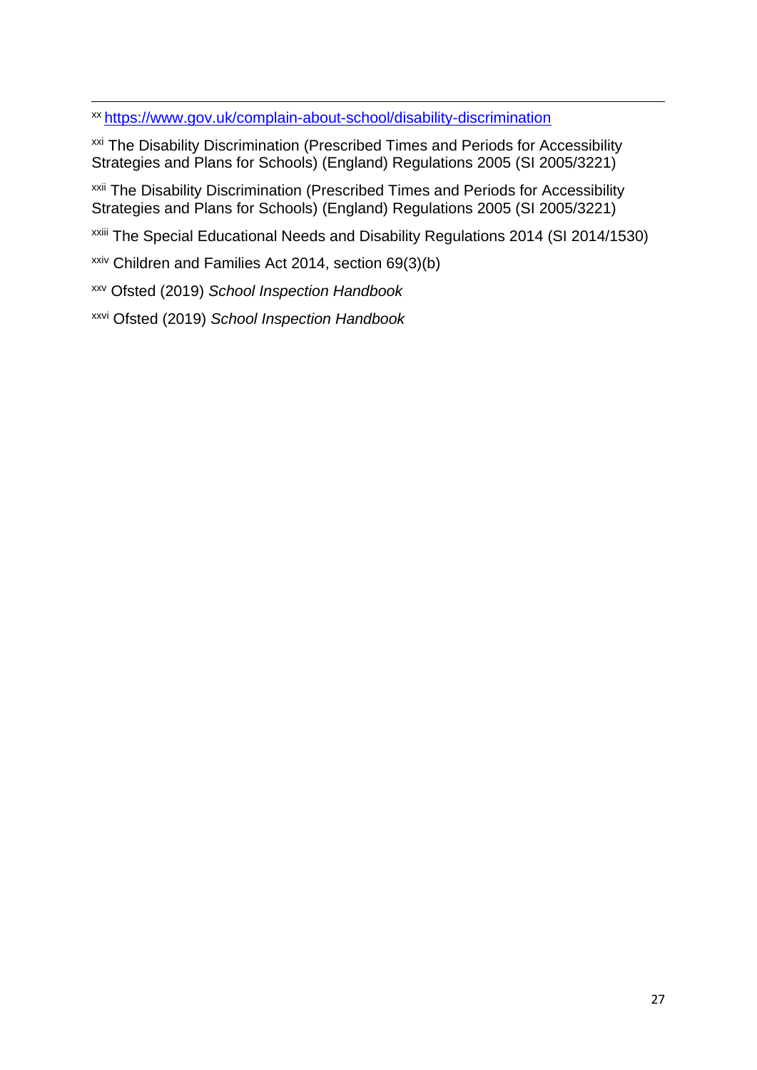[xx] https://www.gov.uk/complain-about-school/disability-discrimination

[xxi] The Disability Discrimination (Prescribed Times and Periods for Accessibility Strategies and Plans for Schools) (England) Regulations 2005 (SI 2005/3221)

[xxii] The Disability Discrimination (Prescribed Times and Periods for Accessibility Strategies and Plans for Schools) (England) Regulations 2005 (SI 2005/3221)

[xxiii] The Special Educational Needs and Disability Regulations 2014 (SI 2014/1530)

[xxiv] Children and Families Act 2014, section 69(3)(b)

[xxv] Ofsted (2019) *School Inspection Handbook*

[xxvi] Ofsted (2019) *School Inspection Handbook*